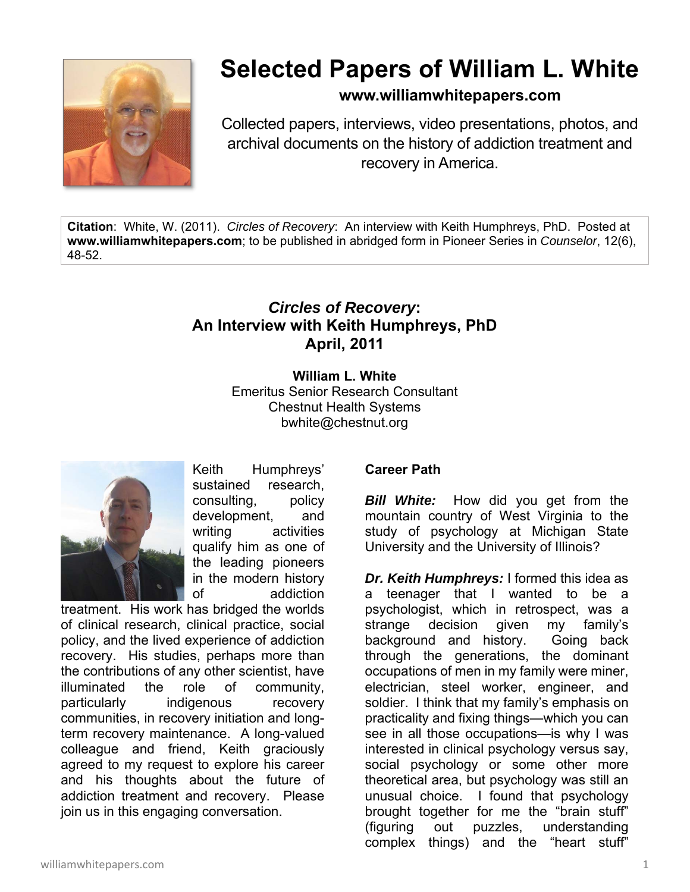# Selected Papers of William L. White

**www.williamwhitepapers.com**

Collected papers, interviews, video presentations, photos, and archival documents on the history of addiction treatment and recovery in America.

**Citation**: White, W. (2011). *Circles of Recovery*: An interview with Keith Humphreys, PhD. Posted at **www.williamwhitepapers.com**; to be published in abridged form in Pioneer Series in *Counselor*, 12(6), 48-52.

## *Circles of Recovery*: An Interview with Keith Humphreys, PhD April, 2011

**William L. White**
Emeritus Senior Research Consultant
Chestnut Health Systems
bwhite@chestnut.org

Keith Humphreys' sustained research, consulting, policy development, and writing activities qualify him as one of the leading pioneers in the modern history of addiction treatment. His work has bridged the worlds of clinical research, clinical practice, social policy, and the lived experience of addiction recovery. His studies, perhaps more than the contributions of any other scientist, have illuminated the role of community, particularly indigenous recovery communities, in recovery initiation and long-term recovery maintenance. A long-valued colleague and friend, Keith graciously agreed to my request to explore his career and his thoughts about the future of addiction treatment and recovery. Please join us in this engaging conversation.

### Career Path

***Bill White:*** How did you get from the mountain country of West Virginia to the study of psychology at Michigan State University and the University of Illinois?

***Dr. Keith Humphreys:*** I formed this idea as a teenager that I wanted to be a psychologist, which in retrospect, was a strange decision given my family's background and history. Going back through the generations, the dominant occupations of men in my family were miner, electrician, steel worker, engineer, and soldier. I think that my family's emphasis on practicality and fixing things—which you can see in all those occupations—is why I was interested in clinical psychology versus say, social psychology or some other more theoretical area, but psychology was still an unusual choice. I found that psychology brought together for me the "brain stuff" (figuring out puzzles, understanding complex things) and the "heart stuff"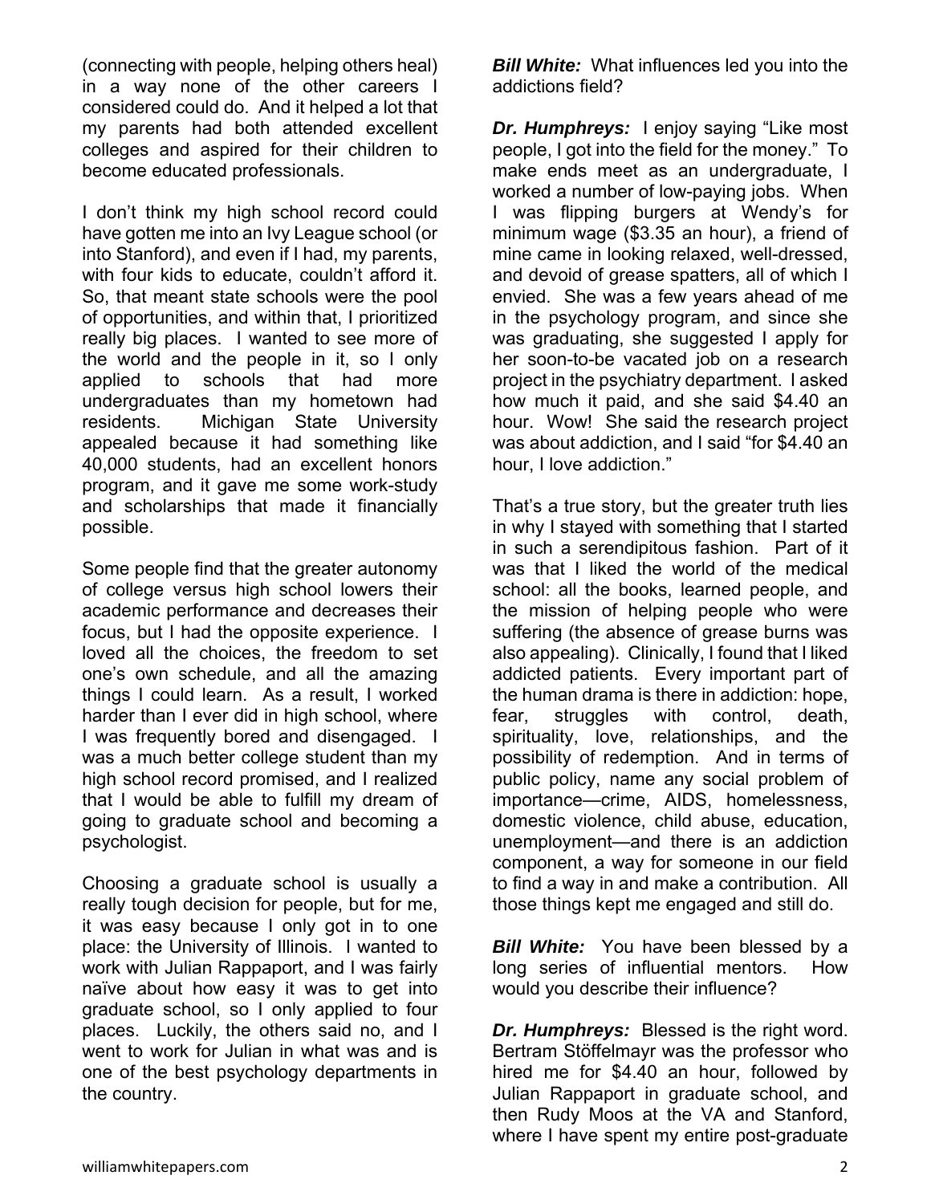(connecting with people, helping others heal) in a way none of the other careers I considered could do. And it helped a lot that my parents had both attended excellent colleges and aspired for their children to become educated professionals.

I don't think my high school record could have gotten me into an Ivy League school (or into Stanford), and even if I had, my parents, with four kids to educate, couldn't afford it. So, that meant state schools were the pool of opportunities, and within that, I prioritized really big places. I wanted to see more of the world and the people in it, so I only applied to schools that had more undergraduates than my hometown had residents. Michigan State University appealed because it had something like 40,000 students, had an excellent honors program, and it gave me some work-study and scholarships that made it financially possible.

Some people find that the greater autonomy of college versus high school lowers their academic performance and decreases their focus, but I had the opposite experience. I loved all the choices, the freedom to set one's own schedule, and all the amazing things I could learn. As a result, I worked harder than I ever did in high school, where I was frequently bored and disengaged. I was a much better college student than my high school record promised, and I realized that I would be able to fulfill my dream of going to graduate school and becoming a psychologist.

Choosing a graduate school is usually a really tough decision for people, but for me, it was easy because I only got in to one place: the University of Illinois. I wanted to work with Julian Rappaport, and I was fairly naïve about how easy it was to get into graduate school, so I only applied to four places. Luckily, the others said no, and I went to work for Julian in what was and is one of the best psychology departments in the country.

***Bill White:*** What influences led you into the addictions field?

***Dr. Humphreys:*** I enjoy saying "Like most people, I got into the field for the money." To make ends meet as an undergraduate, I worked a number of low-paying jobs. When I was flipping burgers at Wendy's for minimum wage ($3.35 an hour), a friend of mine came in looking relaxed, well-dressed, and devoid of grease spatters, all of which I envied. She was a few years ahead of me in the psychology program, and since she was graduating, she suggested I apply for her soon-to-be vacated job on a research project in the psychiatry department. I asked how much it paid, and she said $4.40 an hour. Wow! She said the research project was about addiction, and I said "for $4.40 an hour, I love addiction."

That's a true story, but the greater truth lies in why I stayed with something that I started in such a serendipitous fashion. Part of it was that I liked the world of the medical school: all the books, learned people, and the mission of helping people who were suffering (the absence of grease burns was also appealing). Clinically, I found that I liked addicted patients. Every important part of the human drama is there in addiction: hope, fear, struggles with control, death, spirituality, love, relationships, and the possibility of redemption. And in terms of public policy, name any social problem of importance—crime, AIDS, homelessness, domestic violence, child abuse, education, unemployment—and there is an addiction component, a way for someone in our field to find a way in and make a contribution. All those things kept me engaged and still do.

***Bill White:*** You have been blessed by a long series of influential mentors. How would you describe their influence?

***Dr. Humphreys:*** Blessed is the right word. Bertram Stöffelmayr was the professor who hired me for $4.40 an hour, followed by Julian Rappaport in graduate school, and then Rudy Moos at the VA and Stanford, where I have spent my entire post-graduate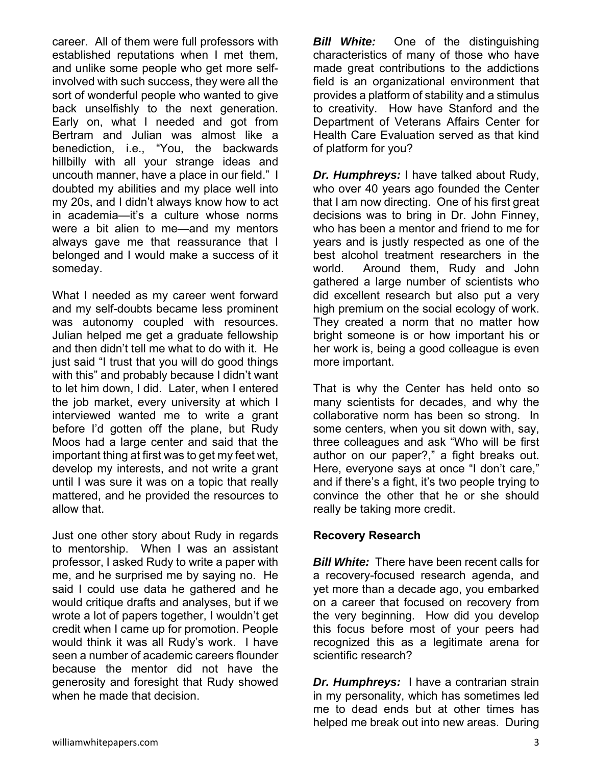career. All of them were full professors with established reputations when I met them, and unlike some people who get more self-involved with such success, they were all the sort of wonderful people who wanted to give back unselfishly to the next generation. Early on, what I needed and got from Bertram and Julian was almost like a benediction, i.e., "You, the backwards hillbilly with all your strange ideas and uncouth manner, have a place in our field." I doubted my abilities and my place well into my 20s, and I didn't always know how to act in academia—it's a culture whose norms were a bit alien to me—and my mentors always gave me that reassurance that I belonged and I would make a success of it someday.

What I needed as my career went forward and my self-doubts became less prominent was autonomy coupled with resources. Julian helped me get a graduate fellowship and then didn't tell me what to do with it. He just said "I trust that you will do good things with this" and probably because I didn't want to let him down, I did. Later, when I entered the job market, every university at which I interviewed wanted me to write a grant before I'd gotten off the plane, but Rudy Moos had a large center and said that the important thing at first was to get my feet wet, develop my interests, and not write a grant until I was sure it was on a topic that really mattered, and he provided the resources to allow that.

Just one other story about Rudy in regards to mentorship. When I was an assistant professor, I asked Rudy to write a paper with me, and he surprised me by saying no. He said I could use data he gathered and he would critique drafts and analyses, but if we wrote a lot of papers together, I wouldn't get credit when I came up for promotion. People would think it was all Rudy's work. I have seen a number of academic careers flounder because the mentor did not have the generosity and foresight that Rudy showed when he made that decision.

***Bill White:*** One of the distinguishing characteristics of many of those who have made great contributions to the addictions field is an organizational environment that provides a platform of stability and a stimulus to creativity. How have Stanford and the Department of Veterans Affairs Center for Health Care Evaluation served as that kind of platform for you?

***Dr. Humphreys:*** I have talked about Rudy, who over 40 years ago founded the Center that I am now directing. One of his first great decisions was to bring in Dr. John Finney, who has been a mentor and friend to me for years and is justly respected as one of the best alcohol treatment researchers in the world. Around them, Rudy and John gathered a large number of scientists who did excellent research but also put a very high premium on the social ecology of work. They created a norm that no matter how bright someone is or how important his or her work is, being a good colleague is even more important.

That is why the Center has held onto so many scientists for decades, and why the collaborative norm has been so strong. In some centers, when you sit down with, say, three colleagues and ask "Who will be first author on our paper?," a fight breaks out. Here, everyone says at once "I don't care," and if there's a fight, it's two people trying to convince the other that he or she should really be taking more credit.

## Recovery Research

***Bill White:*** There have been recent calls for a recovery-focused research agenda, and yet more than a decade ago, you embarked on a career that focused on recovery from the very beginning. How did you develop this focus before most of your peers had recognized this as a legitimate arena for scientific research?

***Dr. Humphreys:*** I have a contrarian strain in my personality, which has sometimes led me to dead ends but at other times has helped me break out into new areas. During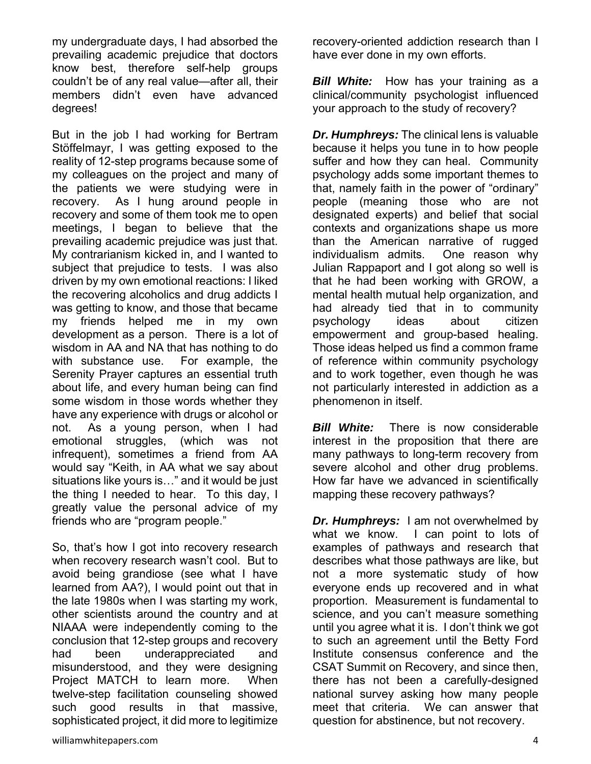my undergraduate days, I had absorbed the prevailing academic prejudice that doctors know best, therefore self-help groups couldn't be of any real value—after all, their members didn't even have advanced degrees!

But in the job I had working for Bertram Stöffelmayr, I was getting exposed to the reality of 12-step programs because some of my colleagues on the project and many of the patients we were studying were in recovery. As I hung around people in recovery and some of them took me to open meetings, I began to believe that the prevailing academic prejudice was just that. My contrarianism kicked in, and I wanted to subject that prejudice to tests. I was also driven by my own emotional reactions: I liked the recovering alcoholics and drug addicts I was getting to know, and those that became my friends helped me in my own development as a person. There is a lot of wisdom in AA and NA that has nothing to do with substance use. For example, the Serenity Prayer captures an essential truth about life, and every human being can find some wisdom in those words whether they have any experience with drugs or alcohol or not. As a young person, when I had emotional struggles, (which was not infrequent), sometimes a friend from AA would say "Keith, in AA what we say about situations like yours is…" and it would be just the thing I needed to hear. To this day, I greatly value the personal advice of my friends who are "program people."

So, that's how I got into recovery research when recovery research wasn't cool. But to avoid being grandiose (see what I have learned from AA?), I would point out that in the late 1980s when I was starting my work, other scientists around the country and at NIAAA were independently coming to the conclusion that 12-step groups and recovery had been underappreciated and misunderstood, and they were designing Project MATCH to learn more. When twelve-step facilitation counseling showed such good results in that massive, sophisticated project, it did more to legitimize recovery-oriented addiction research than I have ever done in my own efforts.

***Bill White:*** How has your training as a clinical/community psychologist influenced your approach to the study of recovery?

***Dr. Humphreys:*** The clinical lens is valuable because it helps you tune in to how people suffer and how they can heal. Community psychology adds some important themes to that, namely faith in the power of "ordinary" people (meaning those who are not designated experts) and belief that social contexts and organizations shape us more than the American narrative of rugged individualism admits. One reason why Julian Rappaport and I got along so well is that he had been working with GROW, a mental health mutual help organization, and had already tied that in to community psychology ideas about citizen empowerment and group-based healing. Those ideas helped us find a common frame of reference within community psychology and to work together, even though he was not particularly interested in addiction as a phenomenon in itself.

***Bill White:*** There is now considerable interest in the proposition that there are many pathways to long-term recovery from severe alcohol and other drug problems. How far have we advanced in scientifically mapping these recovery pathways?

***Dr. Humphreys:*** I am not overwhelmed by what we know. I can point to lots of examples of pathways and research that describes what those pathways are like, but not a more systematic study of how everyone ends up recovered and in what proportion. Measurement is fundamental to science, and you can't measure something until you agree what it is. I don't think we got to such an agreement until the Betty Ford Institute consensus conference and the CSAT Summit on Recovery, and since then, there has not been a carefully-designed national survey asking how many people meet that criteria. We can answer that question for abstinence, but not recovery.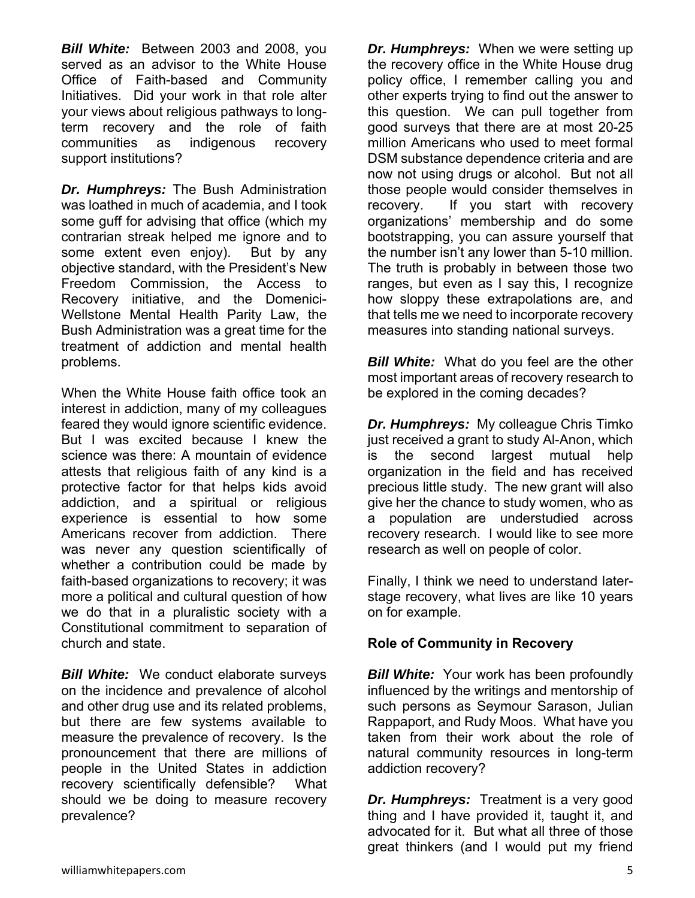***Bill White:*** Between 2003 and 2008, you served as an advisor to the White House Office of Faith-based and Community Initiatives. Did your work in that role alter your views about religious pathways to long-term recovery and the role of faith communities as indigenous recovery support institutions?

***Dr. Humphreys:*** The Bush Administration was loathed in much of academia, and I took some guff for advising that office (which my contrarian streak helped me ignore and to some extent even enjoy). But by any objective standard, with the President's New Freedom Commission, the Access to Recovery initiative, and the Domenici-Wellstone Mental Health Parity Law, the Bush Administration was a great time for the treatment of addiction and mental health problems.

When the White House faith office took an interest in addiction, many of my colleagues feared they would ignore scientific evidence. But I was excited because I knew the science was there: A mountain of evidence attests that religious faith of any kind is a protective factor for that helps kids avoid addiction, and a spiritual or religious experience is essential to how some Americans recover from addiction. There was never any question scientifically of whether a contribution could be made by faith-based organizations to recovery; it was more a political and cultural question of how we do that in a pluralistic society with a Constitutional commitment to separation of church and state.

***Bill White:*** We conduct elaborate surveys on the incidence and prevalence of alcohol and other drug use and its related problems, but there are few systems available to measure the prevalence of recovery. Is the pronouncement that there are millions of people in the United States in addiction recovery scientifically defensible? What should we be doing to measure recovery prevalence?

***Dr. Humphreys:*** When we were setting up the recovery office in the White House drug policy office, I remember calling you and other experts trying to find out the answer to this question. We can pull together from good surveys that there are at most 20-25 million Americans who used to meet formal DSM substance dependence criteria and are now not using drugs or alcohol. But not all those people would consider themselves in recovery. If you start with recovery organizations' membership and do some bootstrapping, you can assure yourself that the number isn't any lower than 5-10 million. The truth is probably in between those two ranges, but even as I say this, I recognize how sloppy these extrapolations are, and that tells me we need to incorporate recovery measures into standing national surveys.

***Bill White:*** What do you feel are the other most important areas of recovery research to be explored in the coming decades?

***Dr. Humphreys:*** My colleague Chris Timko just received a grant to study Al-Anon, which is the second largest mutual help organization in the field and has received precious little study. The new grant will also give her the chance to study women, who as a population are understudied across recovery research. I would like to see more research as well on people of color.

Finally, I think we need to understand later-stage recovery, what lives are like 10 years on for example.

**Role of Community in Recovery**

***Bill White:*** Your work has been profoundly influenced by the writings and mentorship of such persons as Seymour Sarason, Julian Rappaport, and Rudy Moos. What have you taken from their work about the role of natural community resources in long-term addiction recovery?

***Dr. Humphreys:*** Treatment is a very good thing and I have provided it, taught it, and advocated for it. But what all three of those great thinkers (and I would put my friend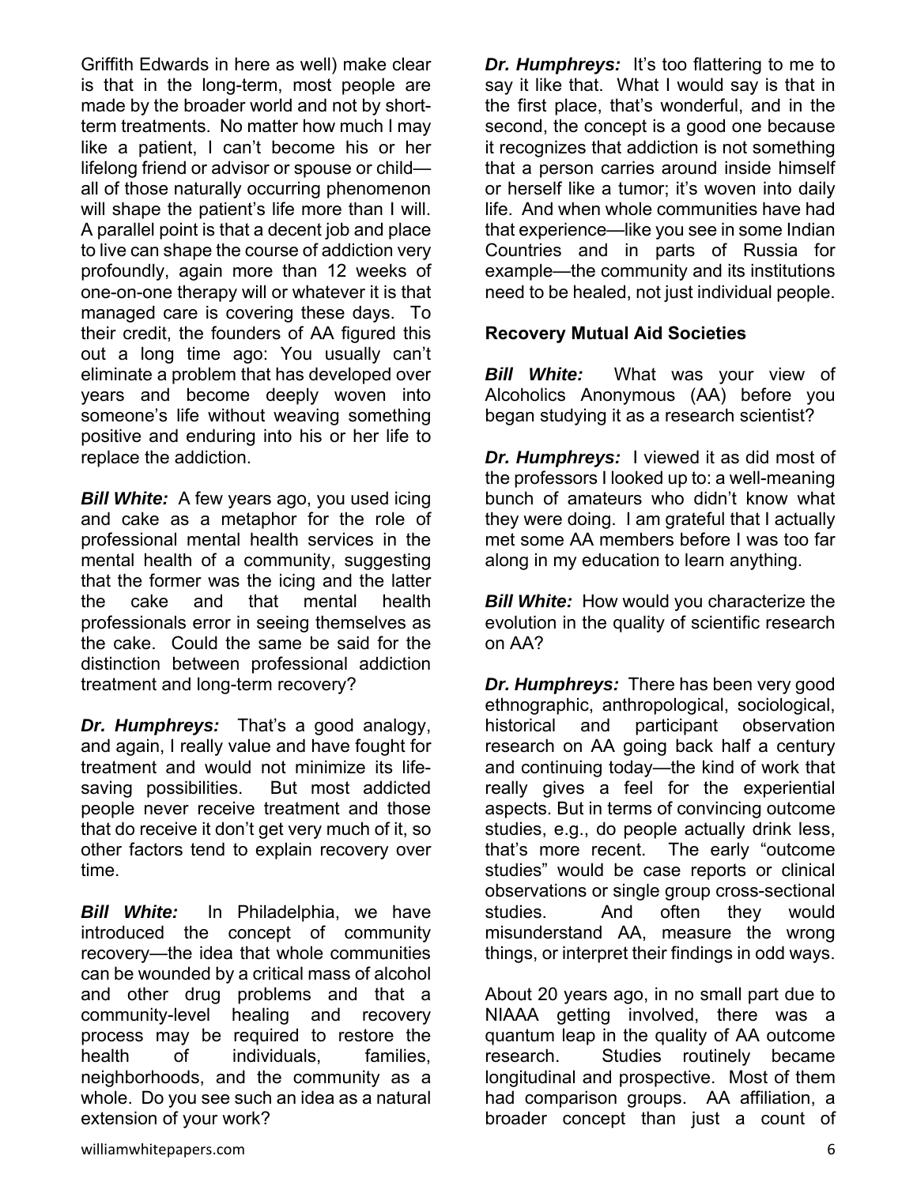Griffith Edwards in here as well) make clear is that in the long-term, most people are made by the broader world and not by short-term treatments. No matter how much I may like a patient, I can't become his or her lifelong friend or advisor or spouse or child—all of those naturally occurring phenomenon will shape the patient's life more than I will. A parallel point is that a decent job and place to live can shape the course of addiction very profoundly, again more than 12 weeks of one-on-one therapy will or whatever it is that managed care is covering these days. To their credit, the founders of AA figured this out a long time ago: You usually can't eliminate a problem that has developed over years and become deeply woven into someone's life without weaving something positive and enduring into his or her life to replace the addiction.

***Bill White:*** A few years ago, you used icing and cake as a metaphor for the role of professional mental health services in the mental health of a community, suggesting that the former was the icing and the latter the cake and that mental health professionals error in seeing themselves as the cake. Could the same be said for the distinction between professional addiction treatment and long-term recovery?

***Dr. Humphreys:*** That's a good analogy, and again, I really value and have fought for treatment and would not minimize its life-saving possibilities. But most addicted people never receive treatment and those that do receive it don't get very much of it, so other factors tend to explain recovery over time.

***Bill White:*** In Philadelphia, we have introduced the concept of community recovery—the idea that whole communities can be wounded by a critical mass of alcohol and other drug problems and that a community-level healing and recovery process may be required to restore the health of individuals, families, neighborhoods, and the community as a whole. Do you see such an idea as a natural extension of your work?

***Dr. Humphreys:*** It's too flattering to me to say it like that. What I would say is that in the first place, that's wonderful, and in the second, the concept is a good one because it recognizes that addiction is not something that a person carries around inside himself or herself like a tumor; it's woven into daily life. And when whole communities have had that experience—like you see in some Indian Countries and in parts of Russia for example—the community and its institutions need to be healed, not just individual people.

**Recovery Mutual Aid Societies**

***Bill White:*** What was your view of Alcoholics Anonymous (AA) before you began studying it as a research scientist?

***Dr. Humphreys:*** I viewed it as did most of the professors I looked up to: a well-meaning bunch of amateurs who didn't know what they were doing. I am grateful that I actually met some AA members before I was too far along in my education to learn anything.

***Bill White:*** How would you characterize the evolution in the quality of scientific research on AA?

***Dr. Humphreys:*** There has been very good ethnographic, anthropological, sociological, historical and participant observation research on AA going back half a century and continuing today—the kind of work that really gives a feel for the experiential aspects. But in terms of convincing outcome studies, e.g., do people actually drink less, that's more recent. The early "outcome studies" would be case reports or clinical observations or single group cross-sectional studies. And often they would misunderstand AA, measure the wrong things, or interpret their findings in odd ways.

About 20 years ago, in no small part due to NIAAA getting involved, there was a quantum leap in the quality of AA outcome research. Studies routinely became longitudinal and prospective. Most of them had comparison groups. AA affiliation, a broader concept than just a count of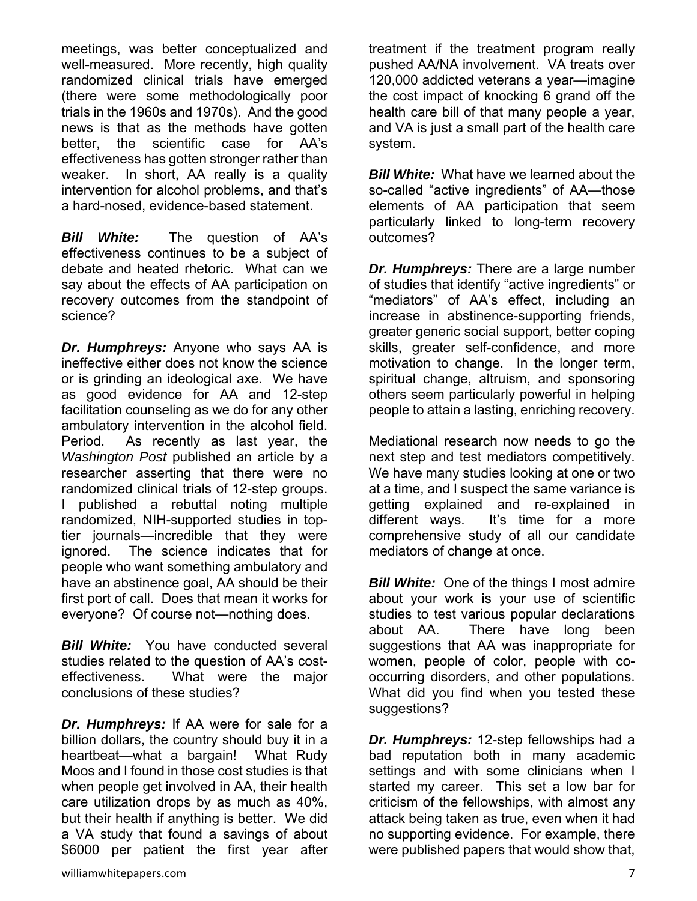meetings, was better conceptualized and well-measured. More recently, high quality randomized clinical trials have emerged (there were some methodologically poor trials in the 1960s and 1970s). And the good news is that as the methods have gotten better, the scientific case for AA's effectiveness has gotten stronger rather than weaker. In short, AA really is a quality intervention for alcohol problems, and that's a hard-nosed, evidence-based statement.

***Bill White:*** The question of AA's effectiveness continues to be a subject of debate and heated rhetoric. What can we say about the effects of AA participation on recovery outcomes from the standpoint of science?

***Dr. Humphreys:*** Anyone who says AA is ineffective either does not know the science or is grinding an ideological axe. We have as good evidence for AA and 12-step facilitation counseling as we do for any other ambulatory intervention in the alcohol field. Period. As recently as last year, the *Washington Post* published an article by a researcher asserting that there were no randomized clinical trials of 12-step groups. I published a rebuttal noting multiple randomized, NIH-supported studies in top-tier journals—incredible that they were ignored. The science indicates that for people who want something ambulatory and have an abstinence goal, AA should be their first port of call. Does that mean it works for everyone? Of course not—nothing does.

***Bill White:*** You have conducted several studies related to the question of AA's cost-effectiveness. What were the major conclusions of these studies?

***Dr. Humphreys:*** If AA were for sale for a billion dollars, the country should buy it in a heartbeat—what a bargain! What Rudy Moos and I found in those cost studies is that when people get involved in AA, their health care utilization drops by as much as 40%, but their health if anything is better. We did a VA study that found a savings of about \$6000 per patient the first year after treatment if the treatment program really pushed AA/NA involvement. VA treats over 120,000 addicted veterans a year—imagine the cost impact of knocking 6 grand off the health care bill of that many people a year, and VA is just a small part of the health care system.

***Bill White:*** What have we learned about the so-called "active ingredients" of AA—those elements of AA participation that seem particularly linked to long-term recovery outcomes?

***Dr. Humphreys:*** There are a large number of studies that identify "active ingredients" or "mediators" of AA's effect, including an increase in abstinence-supporting friends, greater generic social support, better coping skills, greater self-confidence, and more motivation to change. In the longer term, spiritual change, altruism, and sponsoring others seem particularly powerful in helping people to attain a lasting, enriching recovery.

Mediational research now needs to go the next step and test mediators competitively. We have many studies looking at one or two at a time, and I suspect the same variance is getting explained and re-explained in different ways. It's time for a more comprehensive study of all our candidate mediators of change at once.

***Bill White:*** One of the things I most admire about your work is your use of scientific studies to test various popular declarations about AA. There have long been suggestions that AA was inappropriate for women, people of color, people with co-occurring disorders, and other populations. What did you find when you tested these suggestions?

***Dr. Humphreys:*** 12-step fellowships had a bad reputation both in many academic settings and with some clinicians when I started my career. This set a low bar for criticism of the fellowships, with almost any attack being taken as true, even when it had no supporting evidence. For example, there were published papers that would show that,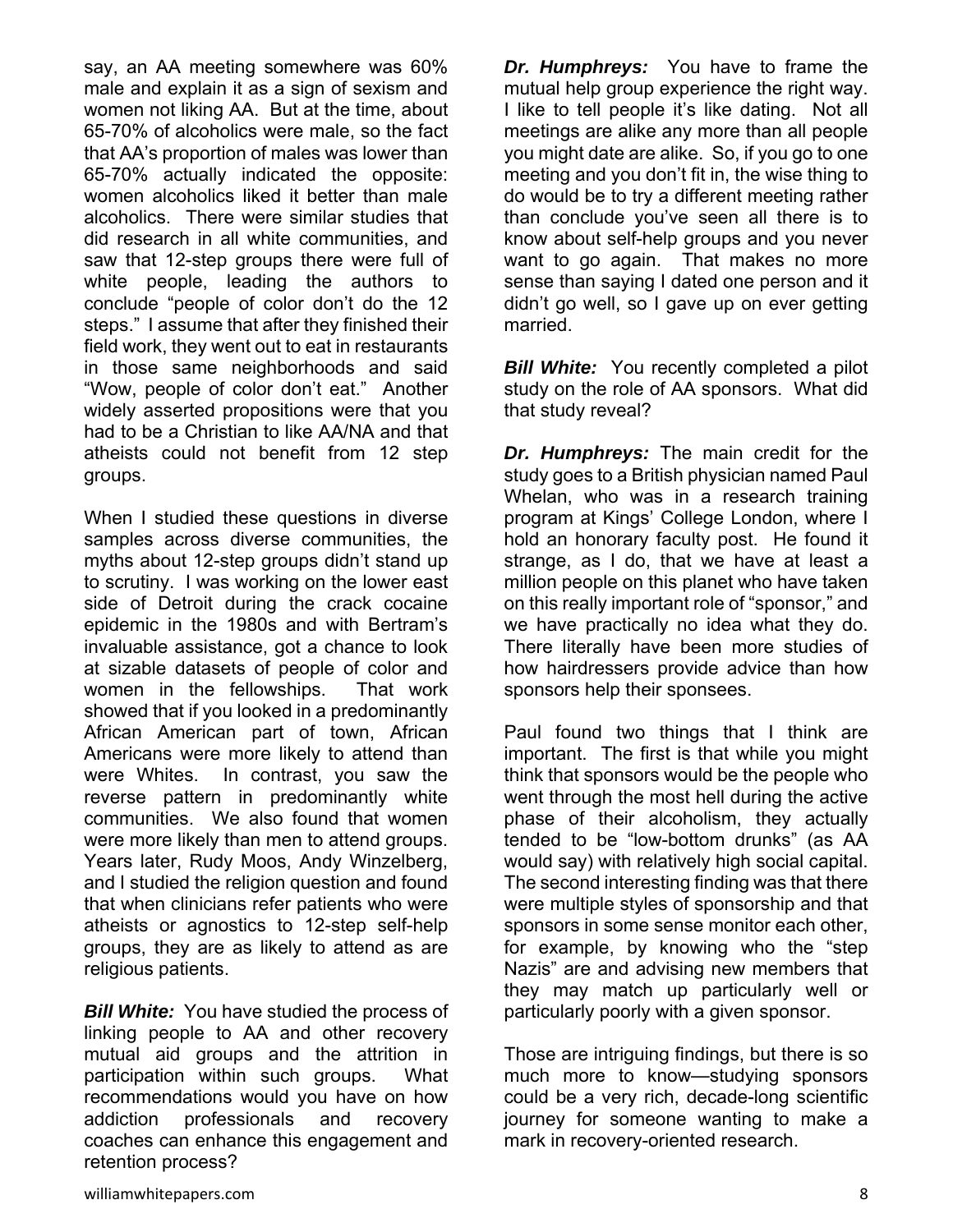say, an AA meeting somewhere was 60% male and explain it as a sign of sexism and women not liking AA. But at the time, about 65-70% of alcoholics were male, so the fact that AA's proportion of males was lower than 65-70% actually indicated the opposite: women alcoholics liked it better than male alcoholics. There were similar studies that did research in all white communities, and saw that 12-step groups there were full of white people, leading the authors to conclude "people of color don't do the 12 steps." I assume that after they finished their field work, they went out to eat in restaurants in those same neighborhoods and said "Wow, people of color don't eat." Another widely asserted propositions were that you had to be a Christian to like AA/NA and that atheists could not benefit from 12 step groups.

When I studied these questions in diverse samples across diverse communities, the myths about 12-step groups didn't stand up to scrutiny. I was working on the lower east side of Detroit during the crack cocaine epidemic in the 1980s and with Bertram's invaluable assistance, got a chance to look at sizable datasets of people of color and women in the fellowships. That work showed that if you looked in a predominantly African American part of town, African Americans were more likely to attend than were Whites. In contrast, you saw the reverse pattern in predominantly white communities. We also found that women were more likely than men to attend groups. Years later, Rudy Moos, Andy Winzelberg, and I studied the religion question and found that when clinicians refer patients who were atheists or agnostics to 12-step self-help groups, they are as likely to attend as are religious patients.

***Bill White:*** You have studied the process of linking people to AA and other recovery mutual aid groups and the attrition in participation within such groups. What recommendations would you have on how addiction professionals and recovery coaches can enhance this engagement and retention process?

***Dr. Humphreys:*** You have to frame the mutual help group experience the right way. I like to tell people it's like dating. Not all meetings are alike any more than all people you might date are alike. So, if you go to one meeting and you don't fit in, the wise thing to do would be to try a different meeting rather than conclude you've seen all there is to know about self-help groups and you never want to go again. That makes no more sense than saying I dated one person and it didn't go well, so I gave up on ever getting married.

***Bill White:*** You recently completed a pilot study on the role of AA sponsors. What did that study reveal?

***Dr. Humphreys:*** The main credit for the study goes to a British physician named Paul Whelan, who was in a research training program at Kings' College London, where I hold an honorary faculty post. He found it strange, as I do, that we have at least a million people on this planet who have taken on this really important role of "sponsor," and we have practically no idea what they do. There literally have been more studies of how hairdressers provide advice than how sponsors help their sponsees.

Paul found two things that I think are important. The first is that while you might think that sponsors would be the people who went through the most hell during the active phase of their alcoholism, they actually tended to be "low-bottom drunks" (as AA would say) with relatively high social capital. The second interesting finding was that there were multiple styles of sponsorship and that sponsors in some sense monitor each other, for example, by knowing who the "step Nazis" are and advising new members that they may match up particularly well or particularly poorly with a given sponsor.

Those are intriguing findings, but there is so much more to know—studying sponsors could be a very rich, decade-long scientific journey for someone wanting to make a mark in recovery-oriented research.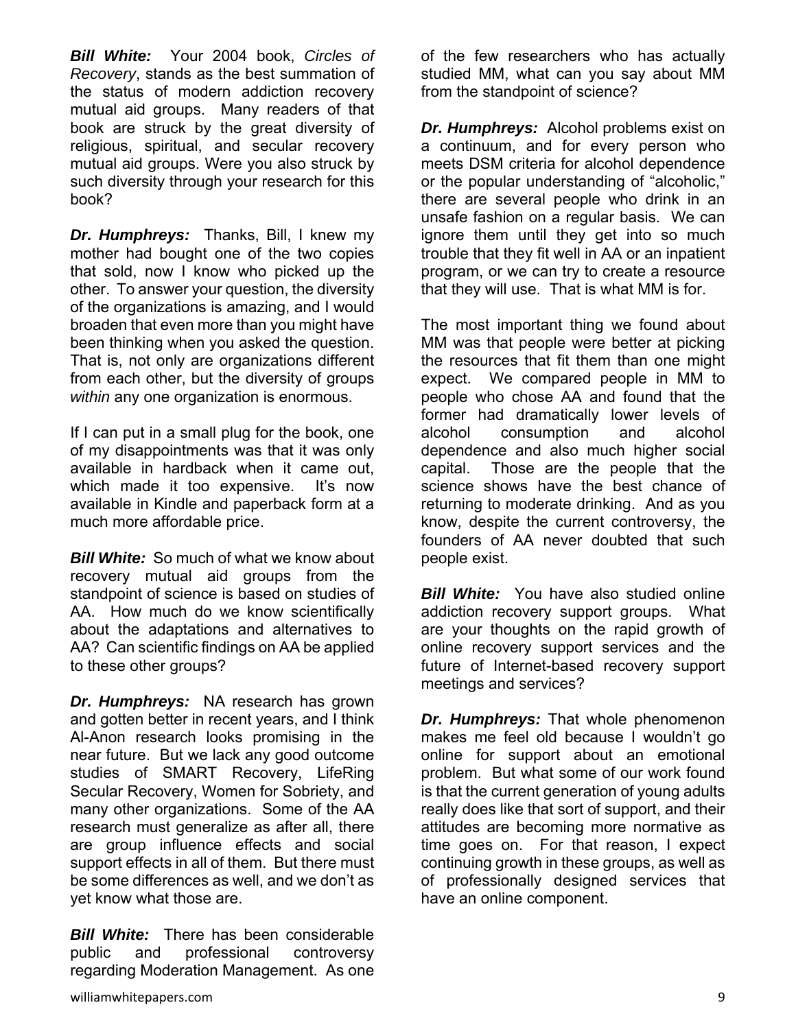***Bill White:*** Your 2004 book, *Circles of Recovery*, stands as the best summation of the status of modern addiction recovery mutual aid groups. Many readers of that book are struck by the great diversity of religious, spiritual, and secular recovery mutual aid groups. Were you also struck by such diversity through your research for this book?

***Dr. Humphreys:*** Thanks, Bill, I knew my mother had bought one of the two copies that sold, now I know who picked up the other. To answer your question, the diversity of the organizations is amazing, and I would broaden that even more than you might have been thinking when you asked the question. That is, not only are organizations different from each other, but the diversity of groups *within* any one organization is enormous.

If I can put in a small plug for the book, one of my disappointments was that it was only available in hardback when it came out, which made it too expensive. It's now available in Kindle and paperback form at a much more affordable price.

***Bill White:*** So much of what we know about recovery mutual aid groups from the standpoint of science is based on studies of AA. How much do we know scientifically about the adaptations and alternatives to AA? Can scientific findings on AA be applied to these other groups?

***Dr. Humphreys:*** NA research has grown and gotten better in recent years, and I think Al-Anon research looks promising in the near future. But we lack any good outcome studies of SMART Recovery, LifeRing Secular Recovery, Women for Sobriety, and many other organizations. Some of the AA research must generalize as after all, there are group influence effects and social support effects in all of them. But there must be some differences as well, and we don't as yet know what those are.

***Bill White:*** There has been considerable public and professional controversy regarding Moderation Management. As one of the few researchers who has actually studied MM, what can you say about MM from the standpoint of science?

***Dr. Humphreys:*** Alcohol problems exist on a continuum, and for every person who meets DSM criteria for alcohol dependence or the popular understanding of "alcoholic," there are several people who drink in an unsafe fashion on a regular basis. We can ignore them until they get into so much trouble that they fit well in AA or an inpatient program, or we can try to create a resource that they will use. That is what MM is for.

The most important thing we found about MM was that people were better at picking the resources that fit them than one might expect. We compared people in MM to people who chose AA and found that the former had dramatically lower levels of alcohol consumption and alcohol dependence and also much higher social capital. Those are the people that the science shows have the best chance of returning to moderate drinking. And as you know, despite the current controversy, the founders of AA never doubted that such people exist.

***Bill White:*** You have also studied online addiction recovery support groups. What are your thoughts on the rapid growth of online recovery support services and the future of Internet-based recovery support meetings and services?

***Dr. Humphreys:*** That whole phenomenon makes me feel old because I wouldn't go online for support about an emotional problem. But what some of our work found is that the current generation of young adults really does like that sort of support, and their attitudes are becoming more normative as time goes on. For that reason, I expect continuing growth in these groups, as well as of professionally designed services that have an online component.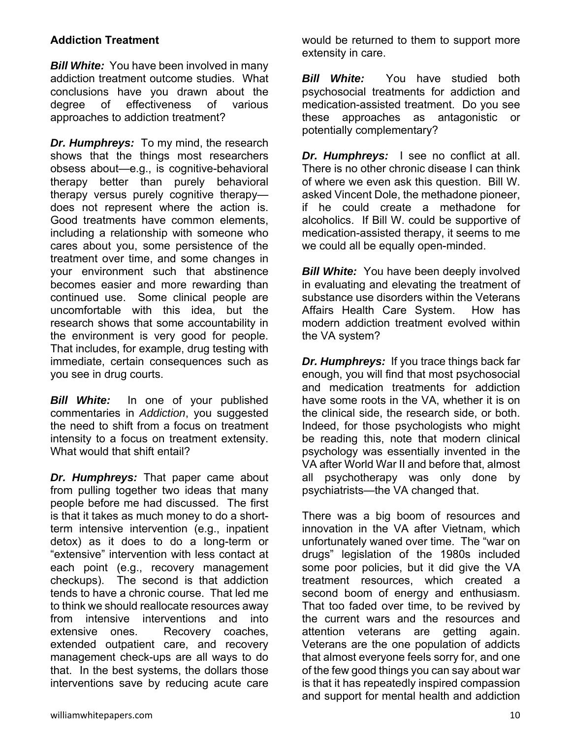**Addiction Treatment**

***Bill White:*** You have been involved in many addiction treatment outcome studies. What conclusions have you drawn about the degree of effectiveness of various approaches to addiction treatment?

***Dr. Humphreys:*** To my mind, the research shows that the things most researchers obsess about—e.g., is cognitive-behavioral therapy better than purely behavioral therapy versus purely cognitive therapy—does not represent where the action is. Good treatments have common elements, including a relationship with someone who cares about you, some persistence of the treatment over time, and some changes in your environment such that abstinence becomes easier and more rewarding than continued use. Some clinical people are uncomfortable with this idea, but the research shows that some accountability in the environment is very good for people. That includes, for example, drug testing with immediate, certain consequences such as you see in drug courts.

***Bill White:*** In one of your published commentaries in *Addiction*, you suggested the need to shift from a focus on treatment intensity to a focus on treatment extensity. What would that shift entail?

***Dr. Humphreys:*** That paper came about from pulling together two ideas that many people before me had discussed. The first is that it takes as much money to do a short-term intensive intervention (e.g., inpatient detox) as it does to do a long-term or "extensive" intervention with less contact at each point (e.g., recovery management checkups). The second is that addiction tends to have a chronic course. That led me to think we should reallocate resources away from intensive interventions and into extensive ones. Recovery coaches, extended outpatient care, and recovery management check-ups are all ways to do that. In the best systems, the dollars those interventions save by reducing acute care would be returned to them to support more extensity in care.

***Bill White:*** You have studied both psychosocial treatments for addiction and medication-assisted treatment. Do you see these approaches as antagonistic or potentially complementary?

***Dr. Humphreys:*** I see no conflict at all. There is no other chronic disease I can think of where we even ask this question. Bill W. asked Vincent Dole, the methadone pioneer, if he could create a methadone for alcoholics. If Bill W. could be supportive of medication-assisted therapy, it seems to me we could all be equally open-minded.

***Bill White:*** You have been deeply involved in evaluating and elevating the treatment of substance use disorders within the Veterans Affairs Health Care System. How has modern addiction treatment evolved within the VA system?

***Dr. Humphreys:*** If you trace things back far enough, you will find that most psychosocial and medication treatments for addiction have some roots in the VA, whether it is on the clinical side, the research side, or both. Indeed, for those psychologists who might be reading this, note that modern clinical psychology was essentially invented in the VA after World War II and before that, almost all psychotherapy was only done by psychiatrists—the VA changed that.

There was a big boom of resources and innovation in the VA after Vietnam, which unfortunately waned over time. The "war on drugs" legislation of the 1980s included some poor policies, but it did give the VA treatment resources, which created a second boom of energy and enthusiasm. That too faded over time, to be revived by the current wars and the resources and attention veterans are getting again. Veterans are the one population of addicts that almost everyone feels sorry for, and one of the few good things you can say about war is that it has repeatedly inspired compassion and support for mental health and addiction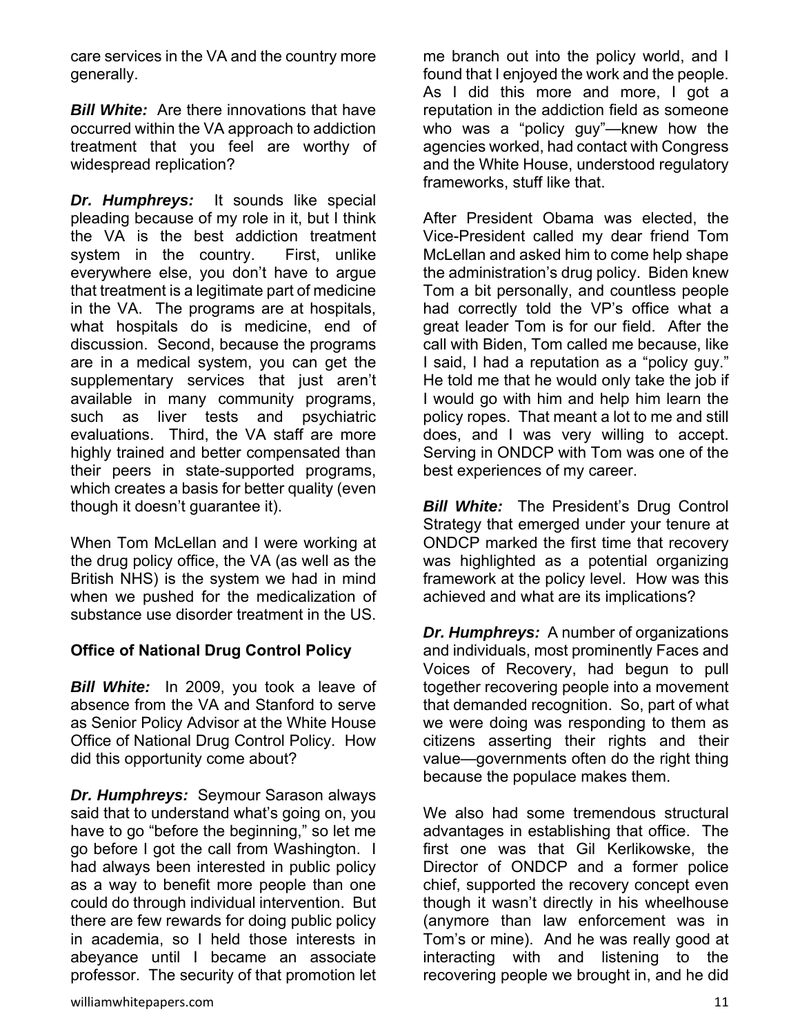care services in the VA and the country more generally.

***Bill White:*** Are there innovations that have occurred within the VA approach to addiction treatment that you feel are worthy of widespread replication?

***Dr. Humphreys:*** It sounds like special pleading because of my role in it, but I think the VA is the best addiction treatment system in the country. First, unlike everywhere else, you don't have to argue that treatment is a legitimate part of medicine in the VA. The programs are at hospitals, what hospitals do is medicine, end of discussion. Second, because the programs are in a medical system, you can get the supplementary services that just aren't available in many community programs, such as liver tests and psychiatric evaluations. Third, the VA staff are more highly trained and better compensated than their peers in state-supported programs, which creates a basis for better quality (even though it doesn't guarantee it).

When Tom McLellan and I were working at the drug policy office, the VA (as well as the British NHS) is the system we had in mind when we pushed for the medicalization of substance use disorder treatment in the US.

**Office of National Drug Control Policy**

***Bill White:*** In 2009, you took a leave of absence from the VA and Stanford to serve as Senior Policy Advisor at the White House Office of National Drug Control Policy. How did this opportunity come about?

***Dr. Humphreys:*** Seymour Sarason always said that to understand what's going on, you have to go "before the beginning," so let me go before I got the call from Washington. I had always been interested in public policy as a way to benefit more people than one could do through individual intervention. But there are few rewards for doing public policy in academia, so I held those interests in abeyance until I became an associate professor. The security of that promotion let me branch out into the policy world, and I found that I enjoyed the work and the people. As I did this more and more, I got a reputation in the addiction field as someone who was a "policy guy"—knew how the agencies worked, had contact with Congress and the White House, understood regulatory frameworks, stuff like that.

After President Obama was elected, the Vice-President called my dear friend Tom McLellan and asked him to come help shape the administration's drug policy. Biden knew Tom a bit personally, and countless people had correctly told the VP's office what a great leader Tom is for our field. After the call with Biden, Tom called me because, like I said, I had a reputation as a "policy guy." He told me that he would only take the job if I would go with him and help him learn the policy ropes. That meant a lot to me and still does, and I was very willing to accept. Serving in ONDCP with Tom was one of the best experiences of my career.

***Bill White:*** The President's Drug Control Strategy that emerged under your tenure at ONDCP marked the first time that recovery was highlighted as a potential organizing framework at the policy level. How was this achieved and what are its implications?

***Dr. Humphreys:*** A number of organizations and individuals, most prominently Faces and Voices of Recovery, had begun to pull together recovering people into a movement that demanded recognition. So, part of what we were doing was responding to them as citizens asserting their rights and their value—governments often do the right thing because the populace makes them.

We also had some tremendous structural advantages in establishing that office. The first one was that Gil Kerlikowske, the Director of ONDCP and a former police chief, supported the recovery concept even though it wasn't directly in his wheelhouse (anymore than law enforcement was in Tom's or mine). And he was really good at interacting with and listening to the recovering people we brought in, and he did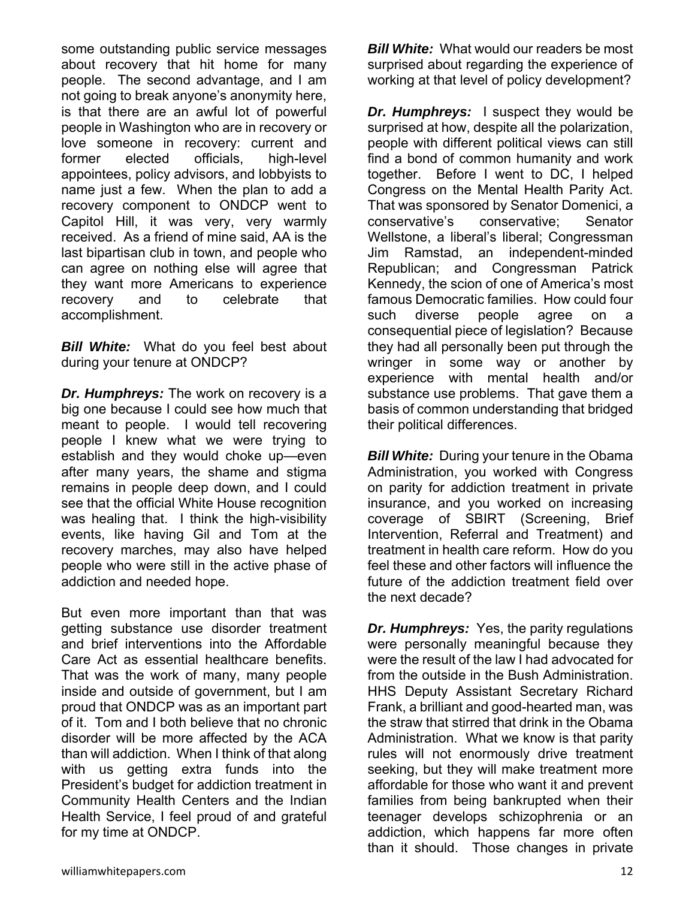some outstanding public service messages about recovery that hit home for many people. The second advantage, and I am not going to break anyone's anonymity here, is that there are an awful lot of powerful people in Washington who are in recovery or love someone in recovery: current and former elected officials, high-level appointees, policy advisors, and lobbyists to name just a few. When the plan to add a recovery component to ONDCP went to Capitol Hill, it was very, very warmly received. As a friend of mine said, AA is the last bipartisan club in town, and people who can agree on nothing else will agree that they want more Americans to experience recovery and to celebrate that accomplishment.

***Bill White:*** What do you feel best about during your tenure at ONDCP?

***Dr. Humphreys:*** The work on recovery is a big one because I could see how much that meant to people. I would tell recovering people I knew what we were trying to establish and they would choke up—even after many years, the shame and stigma remains in people deep down, and I could see that the official White House recognition was healing that. I think the high-visibility events, like having Gil and Tom at the recovery marches, may also have helped people who were still in the active phase of addiction and needed hope.

But even more important than that was getting substance use disorder treatment and brief interventions into the Affordable Care Act as essential healthcare benefits. That was the work of many, many people inside and outside of government, but I am proud that ONDCP was as an important part of it. Tom and I both believe that no chronic disorder will be more affected by the ACA than will addiction. When I think of that along with us getting extra funds into the President's budget for addiction treatment in Community Health Centers and the Indian Health Service, I feel proud of and grateful for my time at ONDCP.

***Bill White:*** What would our readers be most surprised about regarding the experience of working at that level of policy development?

***Dr. Humphreys:*** I suspect they would be surprised at how, despite all the polarization, people with different political views can still find a bond of common humanity and work together. Before I went to DC, I helped Congress on the Mental Health Parity Act. That was sponsored by Senator Domenici, a conservative's conservative; Senator Wellstone, a liberal's liberal; Congressman Jim Ramstad, an independent-minded Republican; and Congressman Patrick Kennedy, the scion of one of America's most famous Democratic families. How could four such diverse people agree on a consequential piece of legislation? Because they had all personally been put through the wringer in some way or another by experience with mental health and/or substance use problems. That gave them a basis of common understanding that bridged their political differences.

***Bill White:*** During your tenure in the Obama Administration, you worked with Congress on parity for addiction treatment in private insurance, and you worked on increasing coverage of SBIRT (Screening, Brief Intervention, Referral and Treatment) and treatment in health care reform. How do you feel these and other factors will influence the future of the addiction treatment field over the next decade?

***Dr. Humphreys:*** Yes, the parity regulations were personally meaningful because they were the result of the law I had advocated for from the outside in the Bush Administration. HHS Deputy Assistant Secretary Richard Frank, a brilliant and good-hearted man, was the straw that stirred that drink in the Obama Administration. What we know is that parity rules will not enormously drive treatment seeking, but they will make treatment more affordable for those who want it and prevent families from being bankrupted when their teenager develops schizophrenia or an addiction, which happens far more often than it should. Those changes in private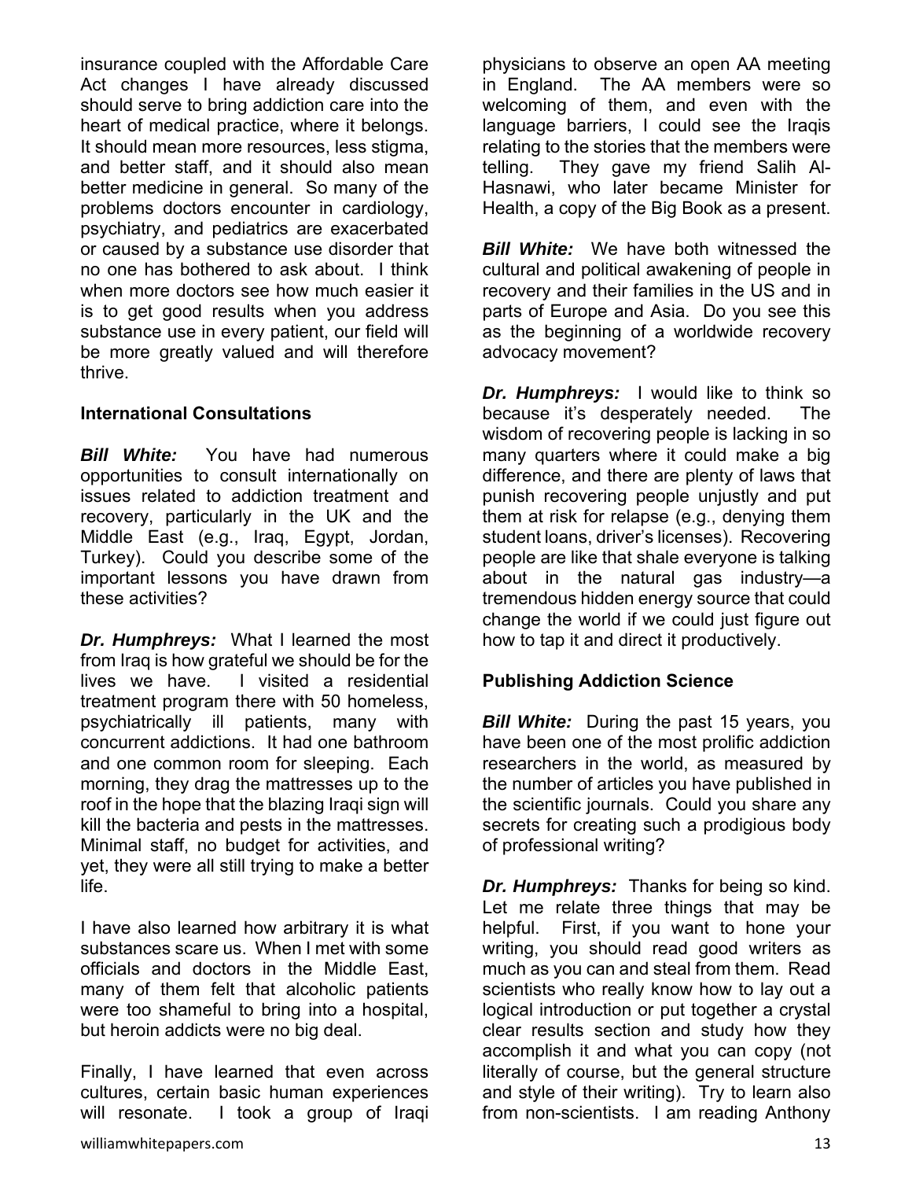insurance coupled with the Affordable Care Act changes I have already discussed should serve to bring addiction care into the heart of medical practice, where it belongs. It should mean more resources, less stigma, and better staff, and it should also mean better medicine in general. So many of the problems doctors encounter in cardiology, psychiatry, and pediatrics are exacerbated or caused by a substance use disorder that no one has bothered to ask about. I think when more doctors see how much easier it is to get good results when you address substance use in every patient, our field will be more greatly valued and will therefore thrive.

**International Consultations**

***Bill White:*** You have had numerous opportunities to consult internationally on issues related to addiction treatment and recovery, particularly in the UK and the Middle East (e.g., Iraq, Egypt, Jordan, Turkey). Could you describe some of the important lessons you have drawn from these activities?

***Dr. Humphreys:*** What I learned the most from Iraq is how grateful we should be for the lives we have. I visited a residential treatment program there with 50 homeless, psychiatrically ill patients, many with concurrent addictions. It had one bathroom and one common room for sleeping. Each morning, they drag the mattresses up to the roof in the hope that the blazing Iraqi sign will kill the bacteria and pests in the mattresses. Minimal staff, no budget for activities, and yet, they were all still trying to make a better life.

I have also learned how arbitrary it is what substances scare us. When I met with some officials and doctors in the Middle East, many of them felt that alcoholic patients were too shameful to bring into a hospital, but heroin addicts were no big deal.

Finally, I have learned that even across cultures, certain basic human experiences will resonate. I took a group of Iraqi physicians to observe an open AA meeting in England. The AA members were so welcoming of them, and even with the language barriers, I could see the Iraqis relating to the stories that the members were telling. They gave my friend Salih Al-Hasnawi, who later became Minister for Health, a copy of the Big Book as a present.

***Bill White:*** We have both witnessed the cultural and political awakening of people in recovery and their families in the US and in parts of Europe and Asia. Do you see this as the beginning of a worldwide recovery advocacy movement?

***Dr. Humphreys:*** I would like to think so because it's desperately needed. The wisdom of recovering people is lacking in so many quarters where it could make a big difference, and there are plenty of laws that punish recovering people unjustly and put them at risk for relapse (e.g., denying them student loans, driver's licenses). Recovering people are like that shale everyone is talking about in the natural gas industry—a tremendous hidden energy source that could change the world if we could just figure out how to tap it and direct it productively.

**Publishing Addiction Science**

***Bill White:*** During the past 15 years, you have been one of the most prolific addiction researchers in the world, as measured by the number of articles you have published in the scientific journals. Could you share any secrets for creating such a prodigious body of professional writing?

***Dr. Humphreys:*** Thanks for being so kind. Let me relate three things that may be helpful. First, if you want to hone your writing, you should read good writers as much as you can and steal from them. Read scientists who really know how to lay out a logical introduction or put together a crystal clear results section and study how they accomplish it and what you can copy (not literally of course, but the general structure and style of their writing). Try to learn also from non-scientists. I am reading Anthony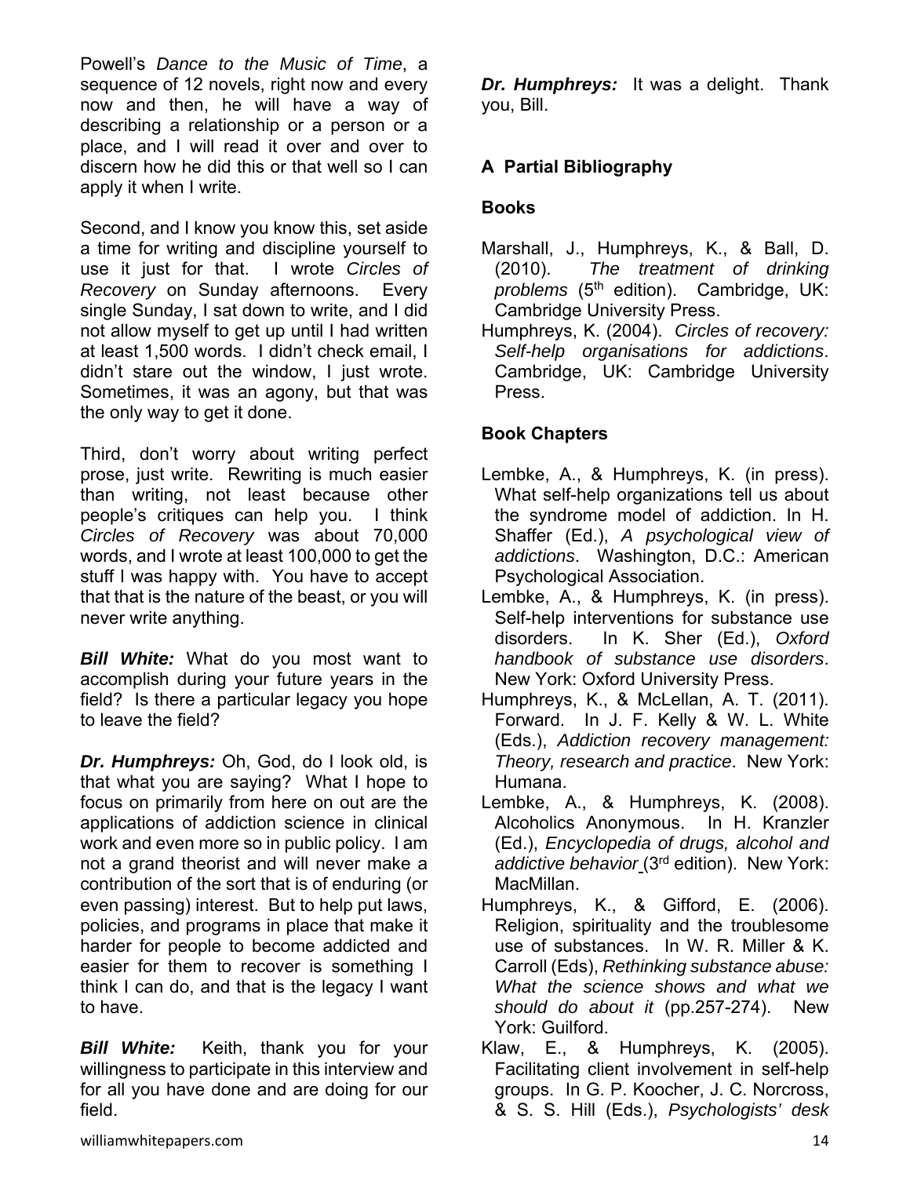Powell's *Dance to the Music of Time*, a sequence of 12 novels, right now and every now and then, he will have a way of describing a relationship or a person or a place, and I will read it over and over to discern how he did this or that well so I can apply it when I write.

Second, and I know you know this, set aside a time for writing and discipline yourself to use it just for that. I wrote *Circles of Recovery* on Sunday afternoons. Every single Sunday, I sat down to write, and I did not allow myself to get up until I had written at least 1,500 words. I didn't check email, I didn't stare out the window, I just wrote. Sometimes, it was an agony, but that was the only way to get it done.

Third, don't worry about writing perfect prose, just write. Rewriting is much easier than writing, not least because other people's critiques can help you. I think *Circles of Recovery* was about 70,000 words, and I wrote at least 100,000 to get the stuff I was happy with. You have to accept that that is the nature of the beast, or you will never write anything.

***Bill White:*** What do you most want to accomplish during your future years in the field? Is there a particular legacy you hope to leave the field?

***Dr. Humphreys:*** Oh, God, do I look old, is that what you are saying? What I hope to focus on primarily from here on out are the applications of addiction science in clinical work and even more so in public policy. I am not a grand theorist and will never make a contribution of the sort that is of enduring (or even passing) interest. But to help put laws, policies, and programs in place that make it harder for people to become addicted and easier for them to recover is something I think I can do, and that is the legacy I want to have.

***Bill White:*** Keith, thank you for your willingness to participate in this interview and for all you have done and are doing for our field.

***Dr. Humphreys:*** It was a delight. Thank you, Bill.

## A Partial Bibliography

### Books

Marshall, J., Humphreys, K., & Ball, D. (2010). *The treatment of drinking problems* (5th edition). Cambridge, UK: Cambridge University Press.

Humphreys, K. (2004). *Circles of recovery: Self-help organisations for addictions*. Cambridge, UK: Cambridge University Press.

### Book Chapters

Lembke, A., & Humphreys, K. (in press). What self-help organizations tell us about the syndrome model of addiction. In H. Shaffer (Ed.), *A psychological view of addictions*. Washington, D.C.: American Psychological Association.

Lembke, A., & Humphreys, K. (in press). Self-help interventions for substance use disorders. In K. Sher (Ed.), *Oxford handbook of substance use disorders*. New York: Oxford University Press.

Humphreys, K., & McLellan, A. T. (2011). Forward. In J. F. Kelly & W. L. White (Eds.), *Addiction recovery management: Theory, research and practice*. New York: Humana.

Lembke, A., & Humphreys, K. (2008). Alcoholics Anonymous. In H. Kranzler (Ed.), *Encyclopedia of drugs, alcohol and addictive behavior* (3rd edition). New York: MacMillan.

Humphreys, K., & Gifford, E. (2006). Religion, spirituality and the troublesome use of substances. In W. R. Miller & K. Carroll (Eds), *Rethinking substance abuse: What the science shows and what we should do about it* (pp.257-274). New York: Guilford.

Klaw, E., & Humphreys, K. (2005). Facilitating client involvement in self-help groups. In G. P. Koocher, J. C. Norcross, & S. S. Hill (Eds.), *Psychologists' desk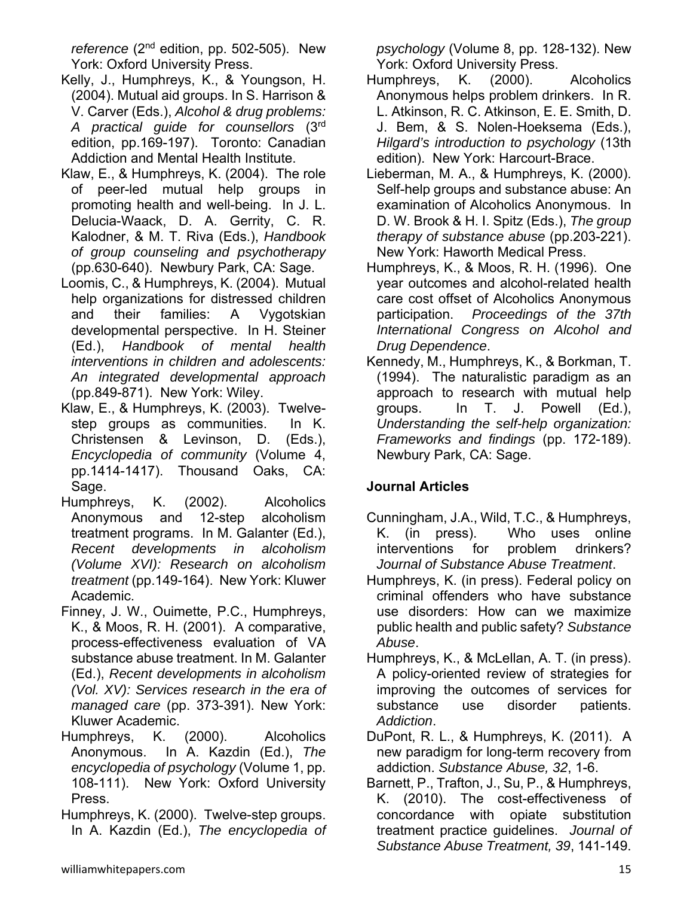*reference* (2nd edition, pp. 502-505). New York: Oxford University Press.

Kelly, J., Humphreys, K., & Youngson, H. (2004). Mutual aid groups. In S. Harrison & V. Carver (Eds.), *Alcohol & drug problems: A practical guide for counsellors* (3rd edition, pp.169-197). Toronto: Canadian Addiction and Mental Health Institute.

Klaw, E., & Humphreys, K. (2004). The role of peer-led mutual help groups in promoting health and well-being. In J. L. Delucia-Waack, D. A. Gerrity, C. R. Kalodner, & M. T. Riva (Eds.), *Handbook of group counseling and psychotherapy* (pp.630-640). Newbury Park, CA: Sage.

Loomis, C., & Humphreys, K. (2004). Mutual help organizations for distressed children and their families: A Vygotskian developmental perspective. In H. Steiner (Ed.), *Handbook of mental health interventions in children and adolescents: An integrated developmental approach* (pp.849-871). New York: Wiley.

Klaw, E., & Humphreys, K. (2003). Twelve-step groups as communities. In K. Christensen & Levinson, D. (Eds.), *Encyclopedia of community* (Volume 4, pp.1414-1417). Thousand Oaks, CA: Sage.

Humphreys, K. (2002). Alcoholics Anonymous and 12-step alcoholism treatment programs. In M. Galanter (Ed.), *Recent developments in alcoholism (Volume XVI): Research on alcoholism treatment* (pp.149-164). New York: Kluwer Academic.

Finney, J. W., Ouimette, P.C., Humphreys, K., & Moos, R. H. (2001). A comparative, process-effectiveness evaluation of VA substance abuse treatment. In M. Galanter (Ed.), *Recent developments in alcoholism (Vol. XV): Services research in the era of managed care* (pp. 373-391). New York: Kluwer Academic.

Humphreys, K. (2000). Alcoholics Anonymous. In A. Kazdin (Ed.), *The encyclopedia of psychology* (Volume 1, pp. 108-111). New York: Oxford University Press.

Humphreys, K. (2000). Twelve-step groups. In A. Kazdin (Ed.), *The encyclopedia of psychology* (Volume 8, pp. 128-132). New York: Oxford University Press.

Humphreys, K. (2000). Alcoholics Anonymous helps problem drinkers. In R. L. Atkinson, R. C. Atkinson, E. E. Smith, D. J. Bem, & S. Nolen-Hoeksema (Eds.), *Hilgard's introduction to psychology* (13th edition). New York: Harcourt-Brace.

Lieberman, M. A., & Humphreys, K. (2000). Self-help groups and substance abuse: An examination of Alcoholics Anonymous. In D. W. Brook & H. I. Spitz (Eds.), *The group therapy of substance abuse* (pp.203-221). New York: Haworth Medical Press.

Humphreys, K., & Moos, R. H. (1996). One year outcomes and alcohol-related health care cost offset of Alcoholics Anonymous participation. *Proceedings of the 37th International Congress on Alcohol and Drug Dependence*.

Kennedy, M., Humphreys, K., & Borkman, T. (1994). The naturalistic paradigm as an approach to research with mutual help groups. In T. J. Powell (Ed.), *Understanding the self-help organization: Frameworks and findings* (pp. 172-189). Newbury Park, CA: Sage.

**Journal Articles**

Cunningham, J.A., Wild, T.C., & Humphreys, K. (in press). Who uses online interventions for problem drinkers? *Journal of Substance Abuse Treatment*.

Humphreys, K. (in press). Federal policy on criminal offenders who have substance use disorders: How can we maximize public health and public safety? *Substance Abuse*.

Humphreys, K., & McLellan, A. T. (in press). A policy-oriented review of strategies for improving the outcomes of services for substance use disorder patients. *Addiction*.

DuPont, R. L., & Humphreys, K. (2011). A new paradigm for long-term recovery from addiction. *Substance Abuse, 32*, 1-6.

Barnett, P., Trafton, J., Su, P., & Humphreys, K. (2010). The cost-effectiveness of concordance with opiate substitution treatment practice guidelines. *Journal of Substance Abuse Treatment, 39*, 141-149.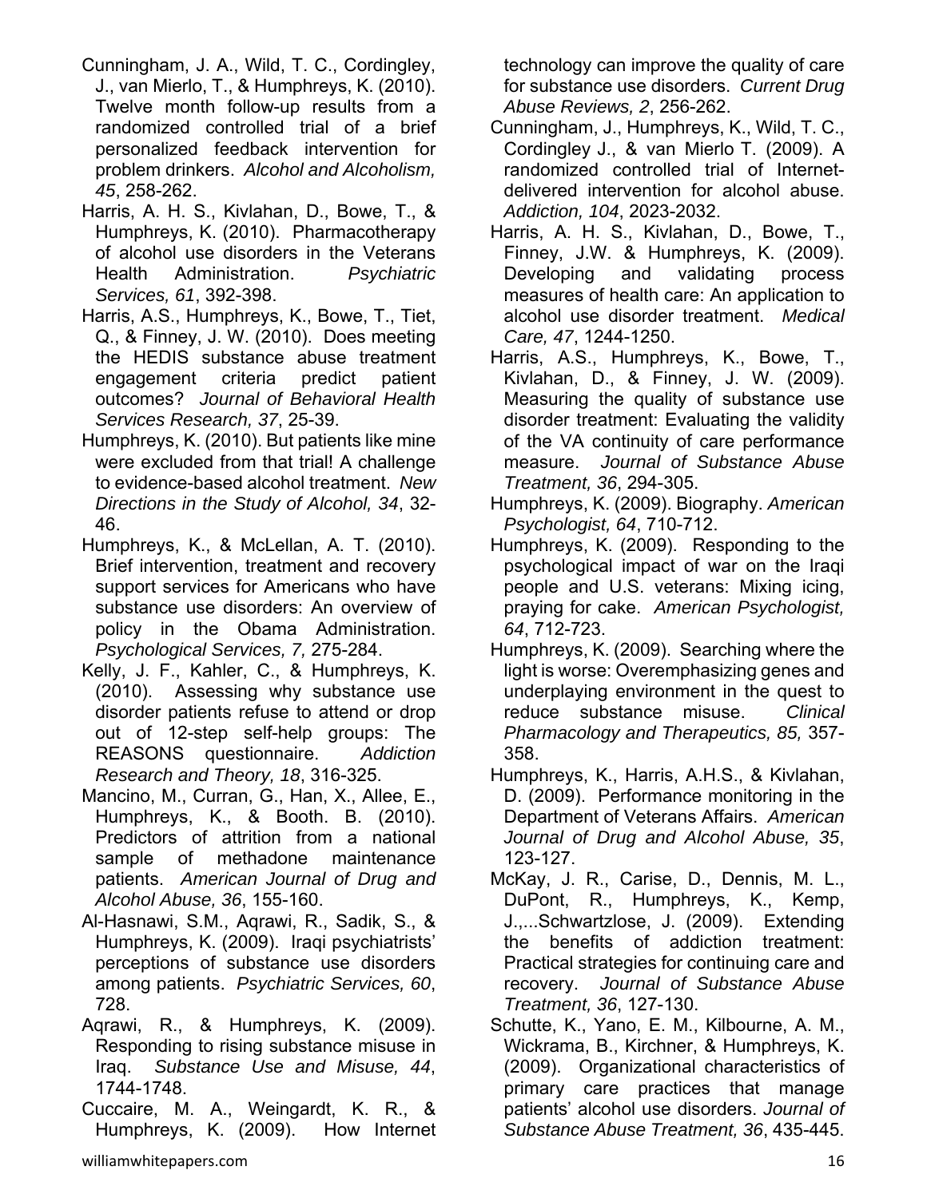Cunningham, J. A., Wild, T. C., Cordingley, J., van Mierlo, T., & Humphreys, K. (2010). Twelve month follow-up results from a randomized controlled trial of a brief personalized feedback intervention for problem drinkers. *Alcohol and Alcoholism, 45*, 258-262.

Harris, A. H. S., Kivlahan, D., Bowe, T., & Humphreys, K. (2010). Pharmacotherapy of alcohol use disorders in the Veterans Health Administration. *Psychiatric Services, 61*, 392-398.

Harris, A.S., Humphreys, K., Bowe, T., Tiet, Q., & Finney, J. W. (2010). Does meeting the HEDIS substance abuse treatment engagement criteria predict patient outcomes? *Journal of Behavioral Health Services Research, 37*, 25-39.

Humphreys, K. (2010). But patients like mine were excluded from that trial! A challenge to evidence-based alcohol treatment. *New Directions in the Study of Alcohol, 34*, 32-46.

Humphreys, K., & McLellan, A. T. (2010). Brief intervention, treatment and recovery support services for Americans who have substance use disorders: An overview of policy in the Obama Administration. *Psychological Services, 7,* 275-284.

Kelly, J. F., Kahler, C., & Humphreys, K. (2010). Assessing why substance use disorder patients refuse to attend or drop out of 12-step self-help groups: The REASONS questionnaire. *Addiction Research and Theory, 18*, 316-325.

Mancino, M., Curran, G., Han, X., Allee, E., Humphreys, K., & Booth. B. (2010). Predictors of attrition from a national sample of methadone maintenance patients. *American Journal of Drug and Alcohol Abuse, 36*, 155-160.

Al-Hasnawi, S.M., Aqrawi, R., Sadik, S., & Humphreys, K. (2009). Iraqi psychiatrists' perceptions of substance use disorders among patients. *Psychiatric Services, 60*, 728.

Aqrawi, R., & Humphreys, K. (2009). Responding to rising substance misuse in Iraq. *Substance Use and Misuse, 44*, 1744-1748.

Cuccaire, M. A., Weingardt, K. R., & Humphreys, K. (2009). How Internet technology can improve the quality of care for substance use disorders. *Current Drug Abuse Reviews, 2*, 256-262.

Cunningham, J., Humphreys, K., Wild, T. C., Cordingley J., & van Mierlo T. (2009). A randomized controlled trial of Internet-delivered intervention for alcohol abuse. *Addiction, 104*, 2023-2032.

Harris, A. H. S., Kivlahan, D., Bowe, T., Finney, J.W. & Humphreys, K. (2009). Developing and validating process measures of health care: An application to alcohol use disorder treatment. *Medical Care, 47*, 1244-1250.

Harris, A.S., Humphreys, K., Bowe, T., Kivlahan, D., & Finney, J. W. (2009). Measuring the quality of substance use disorder treatment: Evaluating the validity of the VA continuity of care performance measure. *Journal of Substance Abuse Treatment, 36*, 294-305.

Humphreys, K. (2009). Biography. *American Psychologist, 64*, 710-712.

Humphreys, K. (2009). Responding to the psychological impact of war on the Iraqi people and U.S. veterans: Mixing icing, praying for cake. *American Psychologist, 64*, 712-723.

Humphreys, K. (2009). Searching where the light is worse: Overemphasizing genes and underplaying environment in the quest to reduce substance misuse. *Clinical Pharmacology and Therapeutics, 85,* 357-358.

Humphreys, K., Harris, A.H.S., & Kivlahan, D. (2009). Performance monitoring in the Department of Veterans Affairs. *American Journal of Drug and Alcohol Abuse, 35*, 123-127.

McKay, J. R., Carise, D., Dennis, M. L., DuPont, R., Humphreys, K., Kemp, J.,...Schwartzlose, J. (2009). Extending the benefits of addiction treatment: Practical strategies for continuing care and recovery. *Journal of Substance Abuse Treatment, 36*, 127-130.

Schutte, K., Yano, E. M., Kilbourne, A. M., Wickrama, B., Kirchner, & Humphreys, K. (2009). Organizational characteristics of primary care practices that manage patients' alcohol use disorders. *Journal of Substance Abuse Treatment, 36*, 435-445.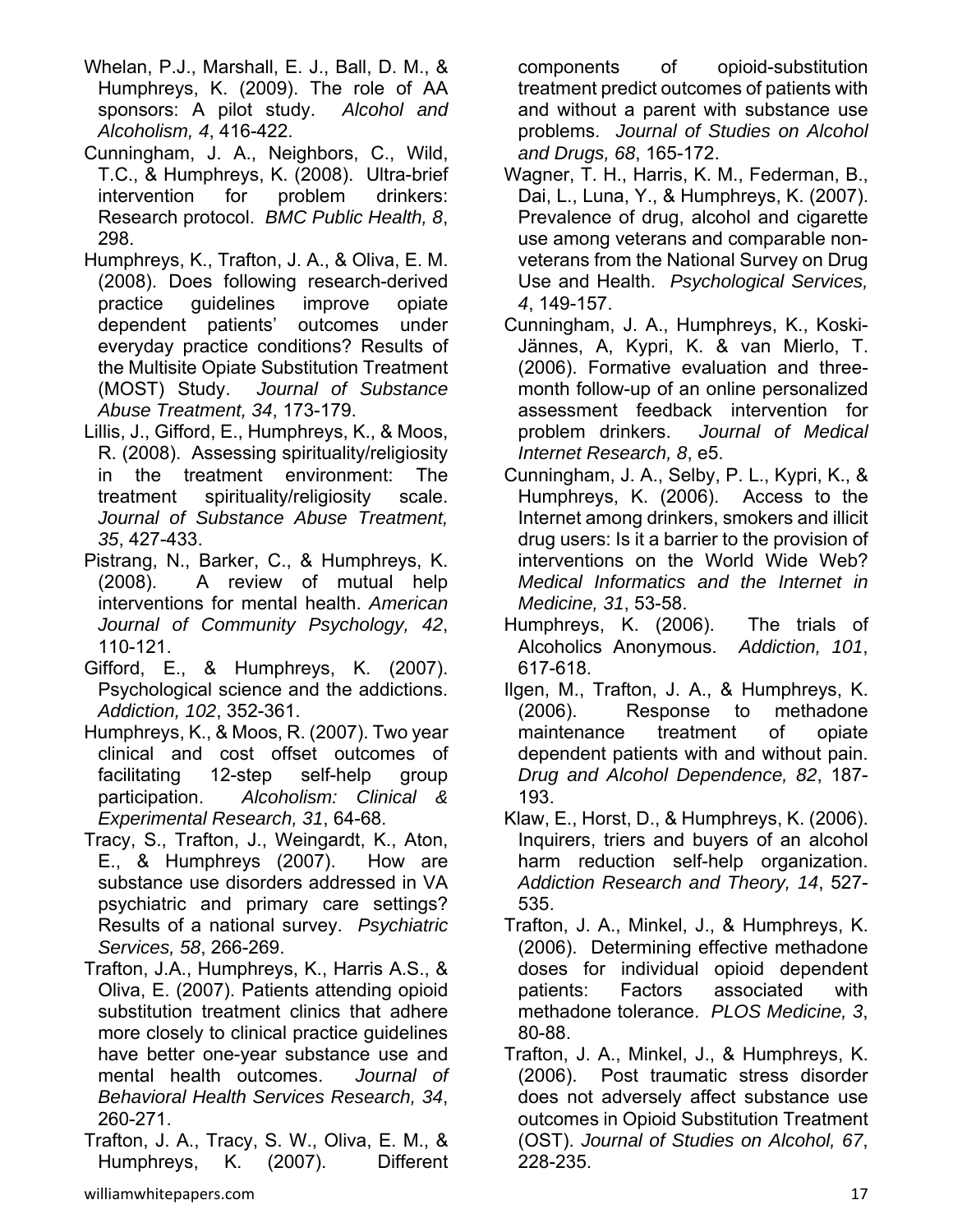Whelan, P.J., Marshall, E. J., Ball, D. M., & Humphreys, K. (2009). The role of AA sponsors: A pilot study. *Alcohol and Alcoholism, 4*, 416-422.

Cunningham, J. A., Neighbors, C., Wild, T.C., & Humphreys, K. (2008). Ultra-brief intervention for problem drinkers: Research protocol. *BMC Public Health, 8*, 298.

Humphreys, K., Trafton, J. A., & Oliva, E. M. (2008). Does following research-derived practice guidelines improve opiate dependent patients' outcomes under everyday practice conditions? Results of the Multisite Opiate Substitution Treatment (MOST) Study. *Journal of Substance Abuse Treatment, 34*, 173-179.

Lillis, J., Gifford, E., Humphreys, K., & Moos, R. (2008). Assessing spirituality/religiosity in the treatment environment: The treatment spirituality/religiosity scale. *Journal of Substance Abuse Treatment, 35*, 427-433.

Pistrang, N., Barker, C., & Humphreys, K. (2008). A review of mutual help interventions for mental health. *American Journal of Community Psychology, 42*, 110-121.

Gifford, E., & Humphreys, K. (2007). Psychological science and the addictions. *Addiction, 102*, 352-361.

Humphreys, K., & Moos, R. (2007). Two year clinical and cost offset outcomes of facilitating 12-step self-help group participation. *Alcoholism: Clinical & Experimental Research, 31*, 64-68.

Tracy, S., Trafton, J., Weingardt, K., Aton, E., & Humphreys (2007). How are substance use disorders addressed in VA psychiatric and primary care settings? Results of a national survey. *Psychiatric Services, 58*, 266-269.

Trafton, J.A., Humphreys, K., Harris A.S., & Oliva, E. (2007). Patients attending opioid substitution treatment clinics that adhere more closely to clinical practice guidelines have better one-year substance use and mental health outcomes. *Journal of Behavioral Health Services Research, 34*, 260-271.

Trafton, J. A., Tracy, S. W., Oliva, E. M., & Humphreys, K. (2007). Different components of opioid-substitution treatment predict outcomes of patients with and without a parent with substance use problems. *Journal of Studies on Alcohol and Drugs, 68*, 165-172.

Wagner, T. H., Harris, K. M., Federman, B., Dai, L., Luna, Y., & Humphreys, K. (2007). Prevalence of drug, alcohol and cigarette use among veterans and comparable non-veterans from the National Survey on Drug Use and Health. *Psychological Services, 4*, 149-157.

Cunningham, J. A., Humphreys, K., Koski-Jännes, A, Kypri, K. & van Mierlo, T. (2006). Formative evaluation and three-month follow-up of an online personalized assessment feedback intervention for problem drinkers. *Journal of Medical Internet Research, 8*, e5.

Cunningham, J. A., Selby, P. L., Kypri, K., & Humphreys, K. (2006). Access to the Internet among drinkers, smokers and illicit drug users: Is it a barrier to the provision of interventions on the World Wide Web? *Medical Informatics and the Internet in Medicine, 31*, 53-58.

Humphreys, K. (2006). The trials of Alcoholics Anonymous. *Addiction, 101*, 617-618.

Ilgen, M., Trafton, J. A., & Humphreys, K. (2006). Response to methadone maintenance treatment of opiate dependent patients with and without pain. *Drug and Alcohol Dependence, 82*, 187-193.

Klaw, E., Horst, D., & Humphreys, K. (2006). Inquirers, triers and buyers of an alcohol harm reduction self-help organization. *Addiction Research and Theory, 14*, 527-535.

Trafton, J. A., Minkel, J., & Humphreys, K. (2006). Determining effective methadone doses for individual opioid dependent patients: Factors associated with methadone tolerance. *PLOS Medicine, 3*, 80-88.

Trafton, J. A., Minkel, J., & Humphreys, K. (2006). Post traumatic stress disorder does not adversely affect substance use outcomes in Opioid Substitution Treatment (OST). *Journal of Studies on Alcohol, 67*, 228-235.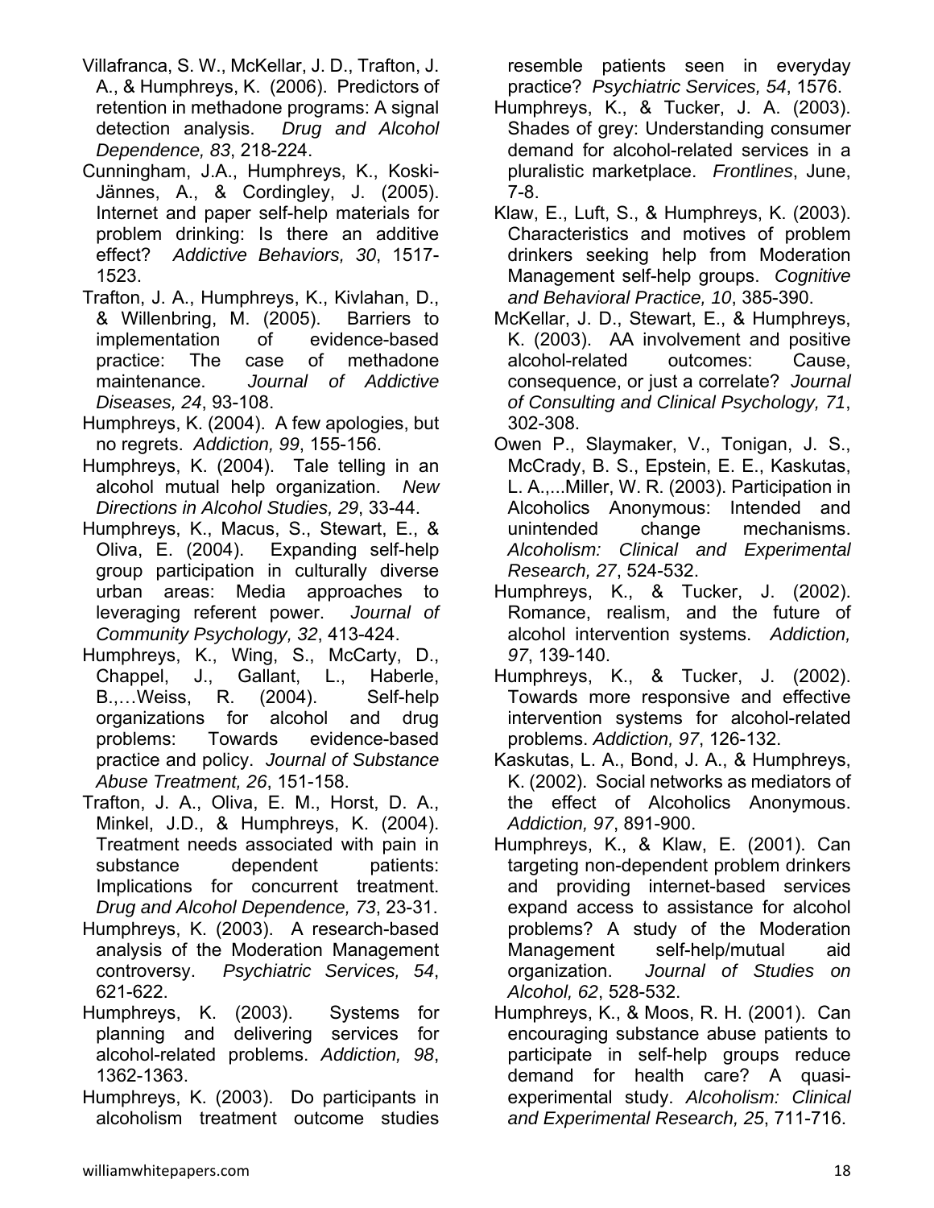Villafranca, S. W., McKellar, J. D., Trafton, J. A., & Humphreys, K. (2006). Predictors of retention in methadone programs: A signal detection analysis. *Drug and Alcohol Dependence, 83*, 218-224.

Cunningham, J.A., Humphreys, K., Koski-Jännes, A., & Cordingley, J. (2005). Internet and paper self-help materials for problem drinking: Is there an additive effect? *Addictive Behaviors, 30*, 1517-1523.

Trafton, J. A., Humphreys, K., Kivlahan, D., & Willenbring, M. (2005). Barriers to implementation of evidence-based practice: The case of methadone maintenance. *Journal of Addictive Diseases, 24*, 93-108.

Humphreys, K. (2004). A few apologies, but no regrets. *Addiction, 99*, 155-156.

Humphreys, K. (2004). Tale telling in an alcohol mutual help organization. *New Directions in Alcohol Studies, 29*, 33-44.

Humphreys, K., Macus, S., Stewart, E., & Oliva, E. (2004). Expanding self-help group participation in culturally diverse urban areas: Media approaches to leveraging referent power. *Journal of Community Psychology, 32*, 413-424.

Humphreys, K., Wing, S., McCarty, D., Chappel, J., Gallant, L., Haberle, B.,…Weiss, R. (2004). Self-help organizations for alcohol and drug problems: Towards evidence-based practice and policy. *Journal of Substance Abuse Treatment, 26*, 151-158.

Trafton, J. A., Oliva, E. M., Horst, D. A., Minkel, J.D., & Humphreys, K. (2004). Treatment needs associated with pain in substance dependent patients: Implications for concurrent treatment. *Drug and Alcohol Dependence, 73*, 23-31.

Humphreys, K. (2003). A research-based analysis of the Moderation Management controversy. *Psychiatric Services, 54*, 621-622.

Humphreys, K. (2003). Systems for planning and delivering services for alcohol-related problems. *Addiction, 98*, 1362-1363.

Humphreys, K. (2003). Do participants in alcoholism treatment outcome studies resemble patients seen in everyday practice? *Psychiatric Services, 54*, 1576.

Humphreys, K., & Tucker, J. A. (2003). Shades of grey: Understanding consumer demand for alcohol-related services in a pluralistic marketplace. *Frontlines*, June, 7-8.

Klaw, E., Luft, S., & Humphreys, K. (2003). Characteristics and motives of problem drinkers seeking help from Moderation Management self-help groups. *Cognitive and Behavioral Practice, 10*, 385-390.

McKellar, J. D., Stewart, E., & Humphreys, K. (2003). AA involvement and positive alcohol-related outcomes: Cause, consequence, or just a correlate? *Journal of Consulting and Clinical Psychology, 71*, 302-308.

Owen P., Slaymaker, V., Tonigan, J. S., McCrady, B. S., Epstein, E. E., Kaskutas, L. A.,...Miller, W. R. (2003). Participation in Alcoholics Anonymous: Intended and unintended change mechanisms. *Alcoholism: Clinical and Experimental Research, 27*, 524-532.

Humphreys, K., & Tucker, J. (2002). Romance, realism, and the future of alcohol intervention systems. *Addiction, 97*, 139-140.

Humphreys, K., & Tucker, J. (2002). Towards more responsive and effective intervention systems for alcohol-related problems. *Addiction, 97*, 126-132.

Kaskutas, L. A., Bond, J. A., & Humphreys, K. (2002). Social networks as mediators of the effect of Alcoholics Anonymous. *Addiction, 97*, 891-900.

Humphreys, K., & Klaw, E. (2001). Can targeting non-dependent problem drinkers and providing internet-based services expand access to assistance for alcohol problems? A study of the Moderation Management self-help/mutual aid organization. *Journal of Studies on Alcohol, 62*, 528-532.

Humphreys, K., & Moos, R. H. (2001). Can encouraging substance abuse patients to participate in self-help groups reduce demand for health care? A quasi-experimental study. *Alcoholism: Clinical and Experimental Research, 25*, 711-716.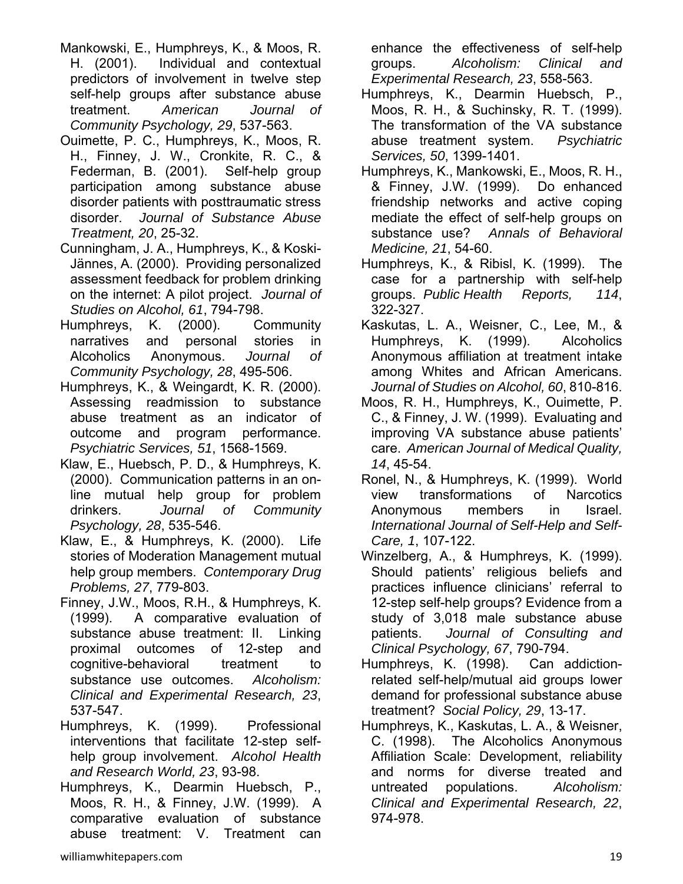Mankowski, E., Humphreys, K., & Moos, R. H. (2001). Individual and contextual predictors of involvement in twelve step self-help groups after substance abuse treatment. *American Journal of Community Psychology, 29*, 537-563.

Ouimette, P. C., Humphreys, K., Moos, R. H., Finney, J. W., Cronkite, R. C., & Federman, B. (2001). Self-help group participation among substance abuse disorder patients with posttraumatic stress disorder. *Journal of Substance Abuse Treatment, 20*, 25-32.

Cunningham, J. A., Humphreys, K., & Koski-Jännes, A. (2000). Providing personalized assessment feedback for problem drinking on the internet: A pilot project. *Journal of Studies on Alcohol, 61*, 794-798.

Humphreys, K. (2000). Community narratives and personal stories in Alcoholics Anonymous. *Journal of Community Psychology, 28*, 495-506.

Humphreys, K., & Weingardt, K. R. (2000). Assessing readmission to substance abuse treatment as an indicator of outcome and program performance. *Psychiatric Services, 51*, 1568-1569.

Klaw, E., Huebsch, P. D., & Humphreys, K. (2000). Communication patterns in an on-line mutual help group for problem drinkers. *Journal of Community Psychology, 28*, 535-546.

Klaw, E., & Humphreys, K. (2000). Life stories of Moderation Management mutual help group members. *Contemporary Drug Problems, 27*, 779-803.

Finney, J.W., Moos, R.H., & Humphreys, K. (1999). A comparative evaluation of substance abuse treatment: II. Linking proximal outcomes of 12-step and cognitive-behavioral treatment to substance use outcomes. *Alcoholism: Clinical and Experimental Research, 23*, 537-547.

Humphreys, K. (1999). Professional interventions that facilitate 12-step self-help group involvement. *Alcohol Health and Research World, 23*, 93-98.

Humphreys, K., Dearmin Huebsch, P., Moos, R. H., & Finney, J.W. (1999). A comparative evaluation of substance abuse treatment: V. Treatment can enhance the effectiveness of self-help groups. *Alcoholism: Clinical and Experimental Research, 23*, 558-563.

Humphreys, K., Dearmin Huebsch, P., Moos, R. H., & Suchinsky, R. T. (1999). The transformation of the VA substance abuse treatment system. *Psychiatric Services, 50*, 1399-1401.

Humphreys, K., Mankowski, E., Moos, R. H., & Finney, J.W. (1999). Do enhanced friendship networks and active coping mediate the effect of self-help groups on substance use? *Annals of Behavioral Medicine, 21*, 54-60.

Humphreys, K., & Ribisl, K. (1999). The case for a partnership with self-help groups. *Public Health Reports, 114*, 322-327.

Kaskutas, L. A., Weisner, C., Lee, M., & Humphreys, K. (1999). Alcoholics Anonymous affiliation at treatment intake among Whites and African Americans. *Journal of Studies on Alcohol, 60*, 810-816.

Moos, R. H., Humphreys, K., Ouimette, P. C., & Finney, J. W. (1999). Evaluating and improving VA substance abuse patients' care. *American Journal of Medical Quality, 14*, 45-54.

Ronel, N., & Humphreys, K. (1999). World view transformations of Narcotics Anonymous members in Israel. *International Journal of Self-Help and Self-Care, 1*, 107-122.

Winzelberg, A., & Humphreys, K. (1999). Should patients' religious beliefs and practices influence clinicians' referral to 12-step self-help groups? Evidence from a study of 3,018 male substance abuse patients. *Journal of Consulting and Clinical Psychology, 67*, 790-794.

Humphreys, K. (1998). Can addiction-related self-help/mutual aid groups lower demand for professional substance abuse treatment? *Social Policy, 29*, 13-17.

Humphreys, K., Kaskutas, L. A., & Weisner, C. (1998). The Alcoholics Anonymous Affiliation Scale: Development, reliability and norms for diverse treated and untreated populations. *Alcoholism: Clinical and Experimental Research, 22*, 974-978.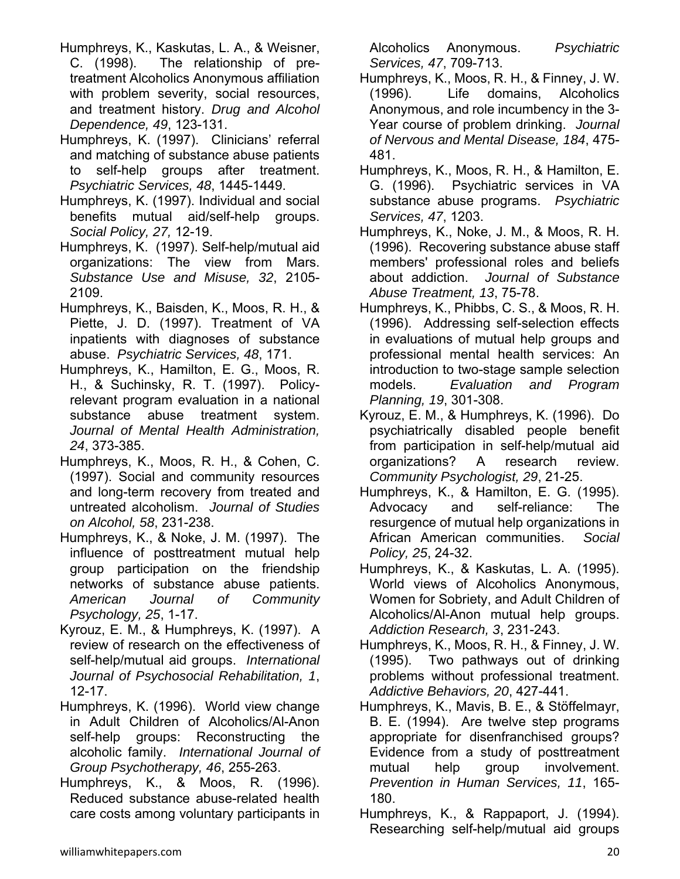Humphreys, K., Kaskutas, L. A., & Weisner, C. (1998). The relationship of pre-treatment Alcoholics Anonymous affiliation with problem severity, social resources, and treatment history. *Drug and Alcohol Dependence, 49*, 123-131.

Humphreys, K. (1997). Clinicians' referral and matching of substance abuse patients to self-help groups after treatment. *Psychiatric Services, 48*, 1445-1449.

Humphreys, K. (1997). Individual and social benefits mutual aid/self-help groups. *Social Policy, 27,* 12-19.

Humphreys, K. (1997). Self-help/mutual aid organizations: The view from Mars. *Substance Use and Misuse, 32*, 2105-2109.

Humphreys, K., Baisden, K., Moos, R. H., & Piette, J. D. (1997). Treatment of VA inpatients with diagnoses of substance abuse. *Psychiatric Services, 48*, 171.

Humphreys, K., Hamilton, E. G., Moos, R. H., & Suchinsky, R. T. (1997). Policy-relevant program evaluation in a national substance abuse treatment system. *Journal of Mental Health Administration, 24*, 373-385.

Humphreys, K., Moos, R. H., & Cohen, C. (1997). Social and community resources and long-term recovery from treated and untreated alcoholism. *Journal of Studies on Alcohol, 58*, 231-238.

Humphreys, K., & Noke, J. M. (1997). The influence of posttreatment mutual help group participation on the friendship networks of substance abuse patients. *American Journal of Community Psychology, 25*, 1-17.

Kyrouz, E. M., & Humphreys, K. (1997). A review of research on the effectiveness of self-help/mutual aid groups. *International Journal of Psychosocial Rehabilitation, 1*, 12-17.

Humphreys, K. (1996). World view change in Adult Children of Alcoholics/Al-Anon self-help groups: Reconstructing the alcoholic family. *International Journal of Group Psychotherapy, 46*, 255-263.

Humphreys, K., & Moos, R. (1996). Reduced substance abuse-related health care costs among voluntary participants in Alcoholics Anonymous. *Psychiatric Services, 47*, 709-713.

Humphreys, K., Moos, R. H., & Finney, J. W. (1996). Life domains, Alcoholics Anonymous, and role incumbency in the 3-Year course of problem drinking. *Journal of Nervous and Mental Disease, 184*, 475-481.

Humphreys, K., Moos, R. H., & Hamilton, E. G. (1996). Psychiatric services in VA substance abuse programs. *Psychiatric Services, 47*, 1203.

Humphreys, K., Noke, J. M., & Moos, R. H. (1996). Recovering substance abuse staff members' professional roles and beliefs about addiction. *Journal of Substance Abuse Treatment, 13*, 75-78.

Humphreys, K., Phibbs, C. S., & Moos, R. H. (1996). Addressing self-selection effects in evaluations of mutual help groups and professional mental health services: An introduction to two-stage sample selection models. *Evaluation and Program Planning, 19*, 301-308.

Kyrouz, E. M., & Humphreys, K. (1996). Do psychiatrically disabled people benefit from participation in self-help/mutual aid organizations? A research review. *Community Psychologist, 29*, 21-25.

Humphreys, K., & Hamilton, E. G. (1995). Advocacy and self-reliance: The resurgence of mutual help organizations in African American communities. *Social Policy, 25*, 24-32.

Humphreys, K., & Kaskutas, L. A. (1995). World views of Alcoholics Anonymous, Women for Sobriety, and Adult Children of Alcoholics/Al-Anon mutual help groups. *Addiction Research, 3*, 231-243.

Humphreys, K., Moos, R. H., & Finney, J. W. (1995). Two pathways out of drinking problems without professional treatment. *Addictive Behaviors, 20*, 427-441.

Humphreys, K., Mavis, B. E., & Stöffelmayr, B. E. (1994). Are twelve step programs appropriate for disenfranchised groups? Evidence from a study of posttreatment mutual help group involvement. *Prevention in Human Services, 11*, 165-180.

Humphreys, K., & Rappaport, J. (1994). Researching self-help/mutual aid groups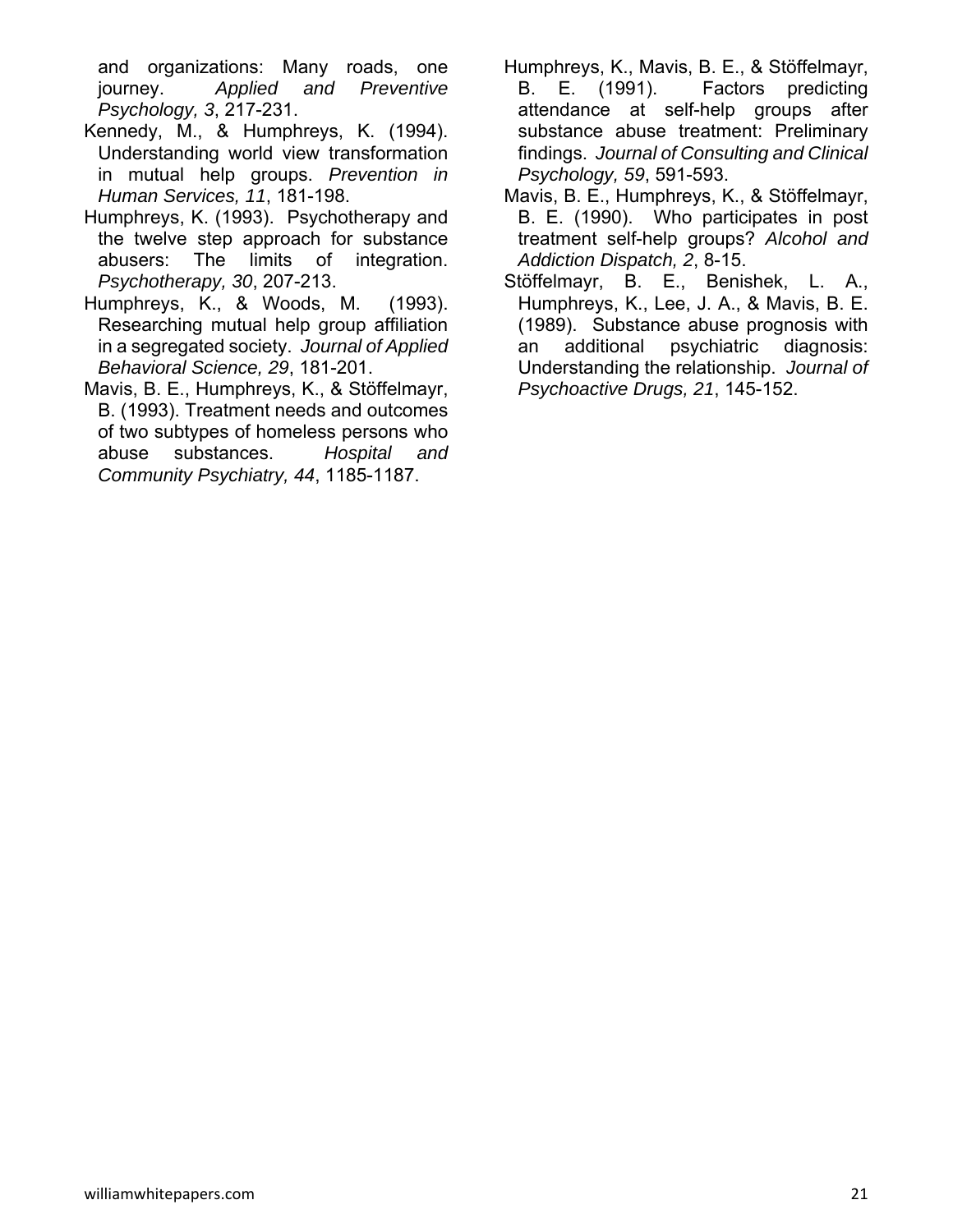and organizations: Many roads, one journey. *Applied and Preventive Psychology, 3*, 217-231.

Kennedy, M., & Humphreys, K. (1994). Understanding world view transformation in mutual help groups. *Prevention in Human Services, 11*, 181-198.

Humphreys, K. (1993). Psychotherapy and the twelve step approach for substance abusers: The limits of integration. *Psychotherapy, 30*, 207-213.

Humphreys, K., & Woods, M. (1993). Researching mutual help group affiliation in a segregated society. *Journal of Applied Behavioral Science, 29*, 181-201.

Mavis, B. E., Humphreys, K., & Stöffelmayr, B. (1993). Treatment needs and outcomes of two subtypes of homeless persons who abuse substances. *Hospital and Community Psychiatry, 44*, 1185-1187.

Humphreys, K., Mavis, B. E., & Stöffelmayr, B. E. (1991). Factors predicting attendance at self-help groups after substance abuse treatment: Preliminary findings. *Journal of Consulting and Clinical Psychology, 59*, 591-593.

Mavis, B. E., Humphreys, K., & Stöffelmayr, B. E. (1990). Who participates in post treatment self-help groups? *Alcohol and Addiction Dispatch, 2*, 8-15.

Stöffelmayr, B. E., Benishek, L. A., Humphreys, K., Lee, J. A., & Mavis, B. E. (1989). Substance abuse prognosis with an additional psychiatric diagnosis: Understanding the relationship. *Journal of Psychoactive Drugs, 21*, 145-152.